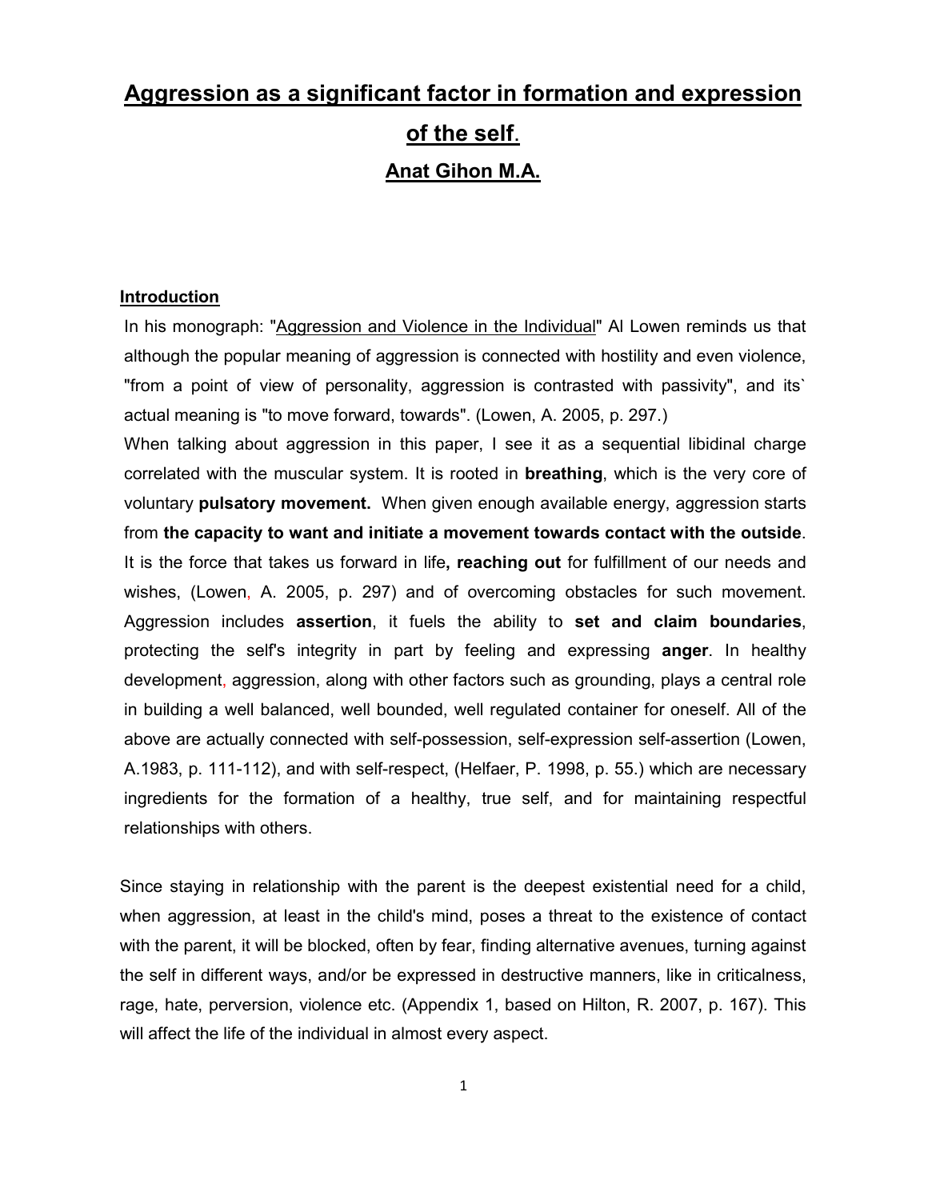# Aggression as a significant factor in formation and expression of the self.

## Anat Gihon M.A.

### Introduction

In his monograph: "Aggression and Violence in the Individual" Al Lowen reminds us that although the popular meaning of aggression is connected with hostility and even violence, "from a point of view of personality, aggression is contrasted with passivity", and its` actual meaning is "to move forward, towards". (Lowen, A. 2005, p. 297.)

When talking about aggression in this paper, I see it as a sequential libidinal charge correlated with the muscular system. It is rooted in **breathing**, which is the very core of voluntary **pulsatory movement.** When given enough available energy, aggression starts from **the capacity to want and initiate a movement towards contact with the outside**. It is the force that takes us forward in life**, reaching out** for fulfillment of our needs and wishes, (Lowen, A. 2005, p. 297) and of overcoming obstacles for such movement. Aggression includes **assertion**, it fuels the ability to **set and claim boundaries**, protecting the self's integrity in part by feeling and expressing **anger**. In healthy development, aggression, along with other factors such as grounding, plays a central role in building a well balanced, well bounded, well regulated container for oneself. All of the above are actually connected with self-possession, self-expression self-assertion (Lowen, A.1983, p. 111-112), and with self-respect, (Helfaer, P. 1998, p. 55.) which are necessary ingredients for the formation of a healthy, true self, and for maintaining respectful relationships with others.

Since staying in relationship with the parent is the deepest existential need for a child, when aggression, at least in the child's mind, poses a threat to the existence of contact with the parent, it will be blocked, often by fear, finding alternative avenues, turning against the self in different ways, and/or be expressed in destructive manners, like in criticalness, rage, hate, perversion, violence etc. (Appendix 1, based on Hilton, R. 2007, p. 167). This will affect the life of the individual in almost every aspect.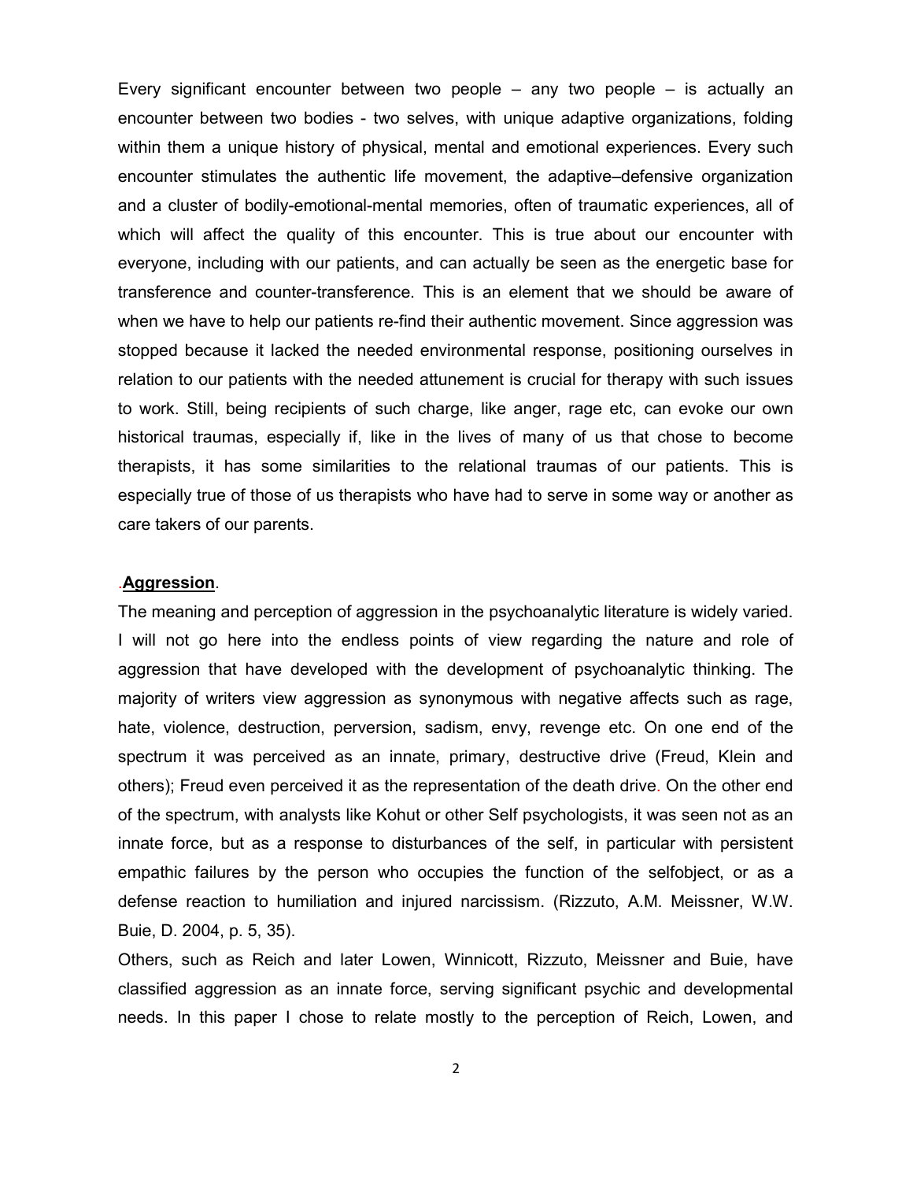Every significant encounter between two people – any two people – is actually an encounter between two bodies - two selves, with unique adaptive organizations, folding within them a unique history of physical, mental and emotional experiences. Every such encounter stimulates the authentic life movement, the adaptive–defensive organization and a cluster of bodily-emotional-mental memories, often of traumatic experiences, all of which will affect the quality of this encounter. This is true about our encounter with everyone, including with our patients, and can actually be seen as the energetic base for transference and counter-transference. This is an element that we should be aware of when we have to help our patients re-find their authentic movement. Since aggression was stopped because it lacked the needed environmental response, positioning ourselves in relation to our patients with the needed attunement is crucial for therapy with such issues to work. Still, being recipients of such charge, like anger, rage etc, can evoke our own historical traumas, especially if, like in the lives of many of us that chose to become therapists, it has some similarities to the relational traumas of our patients. This is especially true of those of us therapists who have had to serve in some way or another as care takers of our parents.

## .Aggression.

The meaning and perception of aggression in the psychoanalytic literature is widely varied. I will not go here into the endless points of view regarding the nature and role of aggression that have developed with the development of psychoanalytic thinking. The majority of writers view aggression as synonymous with negative affects such as rage, hate, violence, destruction, perversion, sadism, envy, revenge etc. On one end of the spectrum it was perceived as an innate, primary, destructive drive (Freud, Klein and others); Freud even perceived it as the representation of the death drive. On the other end of the spectrum, with analysts like Kohut or other Self psychologists, it was seen not as an innate force, but as a response to disturbances of the self, in particular with persistent empathic failures by the person who occupies the function of the selfobject, or as a defense reaction to humiliation and injured narcissism. (Rizzuto, A.M. Meissner, W.W. Buie, D. 2004, p. 5, 35).

Others, such as Reich and later Lowen, Winnicott, Rizzuto, Meissner and Buie, have classified aggression as an innate force, serving significant psychic and developmental needs. In this paper I chose to relate mostly to the perception of Reich, Lowen, and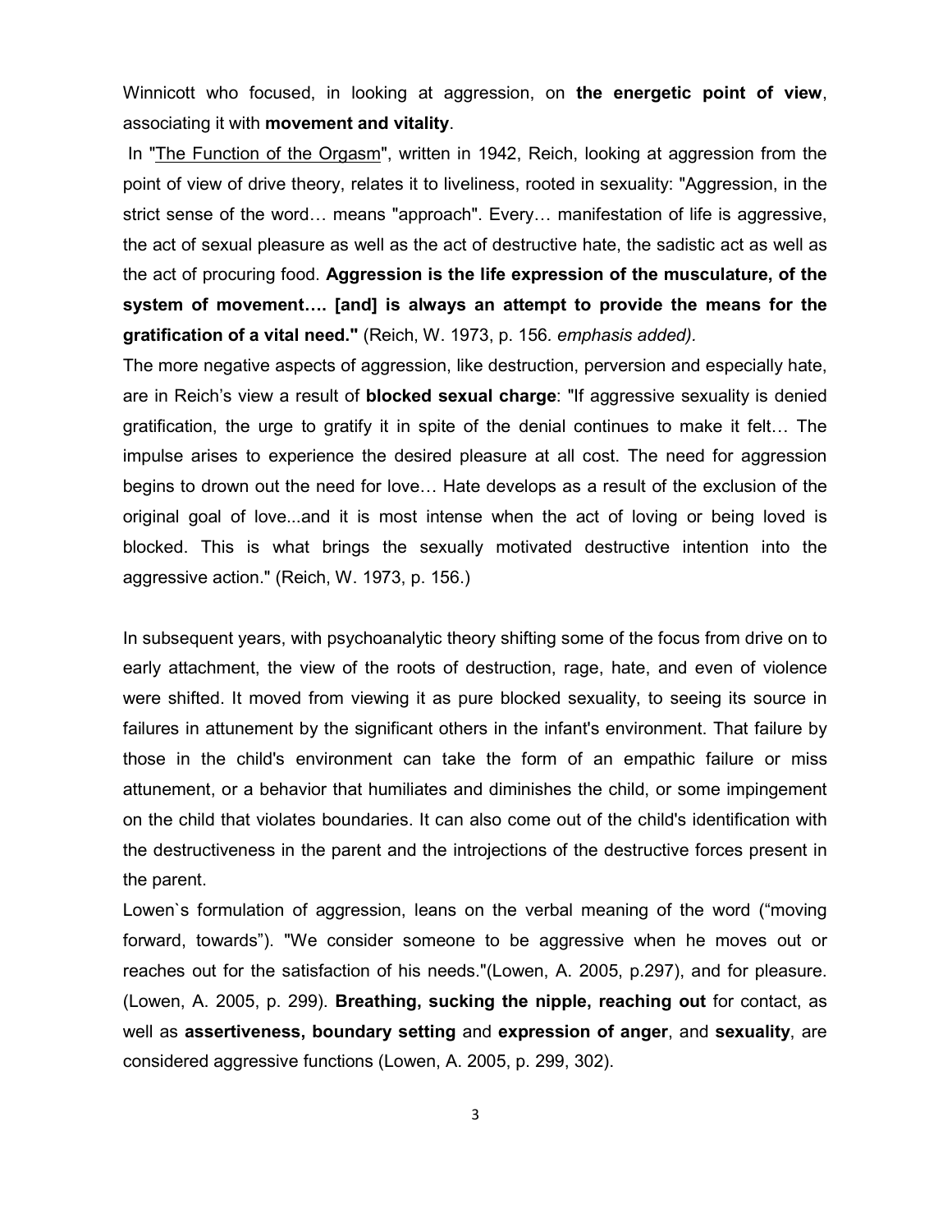Winnicott who focused, in looking at aggression, on **the energetic point of view**, associating it with **movement and vitality**.

In "The Function of the Orgasm", written in 1942, Reich, looking at aggression from the point of view of drive theory, relates it to liveliness, rooted in sexuality: "Aggression, in the strict sense of the word… means "approach". Every… manifestation of life is aggressive, the act of sexual pleasure as well as the act of destructive hate, the sadistic act as well as the act of procuring food. **Aggression is the life expression of the musculature, of the system of movement…. [and] is always an attempt to provide the means for the gratification of a vital need."** (Reich, W. 1973, p. 156*. emphasis added).*

The more negative aspects of aggression, like destruction, perversion and especially hate, are in Reich's view a result of **blocked sexual charge**: "If aggressive sexuality is denied gratification, the urge to gratify it in spite of the denial continues to make it felt… The impulse arises to experience the desired pleasure at all cost. The need for aggression begins to drown out the need for love… Hate develops as a result of the exclusion of the original goal of love...and it is most intense when the act of loving or being loved is blocked. This is what brings the sexually motivated destructive intention into the aggressive action." (Reich, W. 1973, p. 156.)

In subsequent years, with psychoanalytic theory shifting some of the focus from drive on to early attachment, the view of the roots of destruction, rage, hate, and even of violence were shifted. It moved from viewing it as pure blocked sexuality, to seeing its source in failures in attunement by the significant others in the infant's environment. That failure by those in the child's environment can take the form of an empathic failure or miss attunement, or a behavior that humiliates and diminishes the child, or some impingement on the child that violates boundaries. It can also come out of the child's identification with the destructiveness in the parent and the introjections of the destructive forces present in the parent.

Lowen`s formulation of aggression, leans on the verbal meaning of the word ("moving forward, towards"). "We consider someone to be aggressive when he moves out or reaches out for the satisfaction of his needs."(Lowen, A. 2005, p.297), and for pleasure. (Lowen, A. 2005, p. 299). **Breathing, sucking the nipple, reaching out** for contact, as well as **assertiveness, boundary setting** and **expression of anger**, and **sexuality**, are considered aggressive functions (Lowen, A. 2005, p. 299, 302).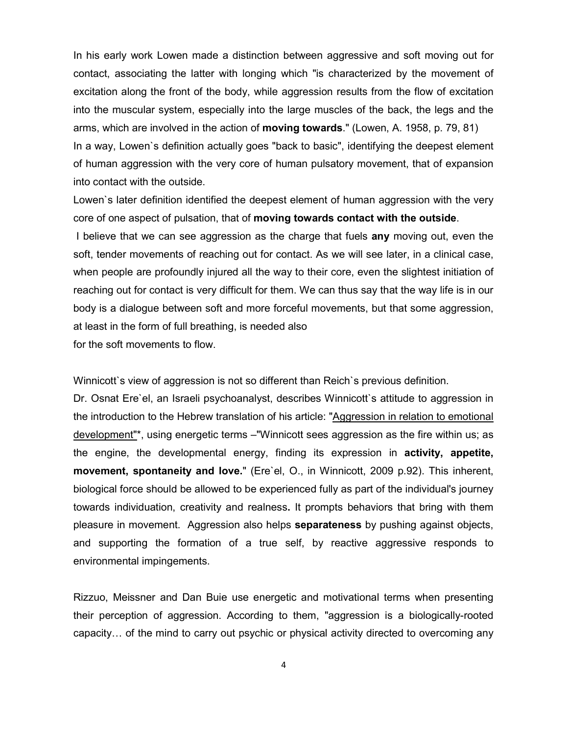In his early work Lowen made a distinction between aggressive and soft moving out for contact, associating the latter with longing which "is characterized by the movement of excitation along the front of the body, while aggression results from the flow of excitation into the muscular system, especially into the large muscles of the back, the legs and the arms, which are involved in the action of **moving towards**." (Lowen, A. 1958, p. 79, 81)

In a way, Lowen`s definition actually goes "back to basic", identifying the deepest element of human aggression with the very core of human pulsatory movement, that of expansion into contact with the outside.

Lowen`s later definition identified the deepest element of human aggression with the very core of one aspect of pulsation, that of **moving towards contact with the outside**.

I believe that we can see aggression as the charge that fuels **any** moving out, even the soft, tender movements of reaching out for contact. As we will see later, in a clinical case, when people are profoundly injured all the way to their core, even the slightest initiation of reaching out for contact is very difficult for them. We can thus say that the way life is in our body is a dialogue between soft and more forceful movements, but that some aggression, at least in the form of full breathing, is needed also for the soft movements to flow.

Winnicott`s view of aggression is not so different than Reich`s previous definition.

Dr. Osnat Ere`el, an Israeli psychoanalyst, describes Winnicott`s attitude to aggression in the introduction to the Hebrew translation of his article: "Aggression in relation to emotional development"*, using energetic terms –"Winnicott sees aggression as the fire within us; as the engine, the developmental energy, finding its expression in **activity, appetite, movement, spontaneity and love.**" (Ere`el, O., in Winnicott, 2009 p.92). This inherent, biological force should be allowed to be experienced fully as part of the individual's journey towards individuation, creativity and realness**.** It prompts behaviors that bring with them pleasure in movement. Aggression also helps **separateness** by pushing against objects, and supporting the formation of a true self, by reactive aggressive responds to environmental impingements.

Rizzuo, Meissner and Dan Buie use energetic and motivational terms when presenting their perception of aggression. According to them, "aggression is a biologically-rooted capacity… of the mind to carry out psychic or physical activity directed to overcoming any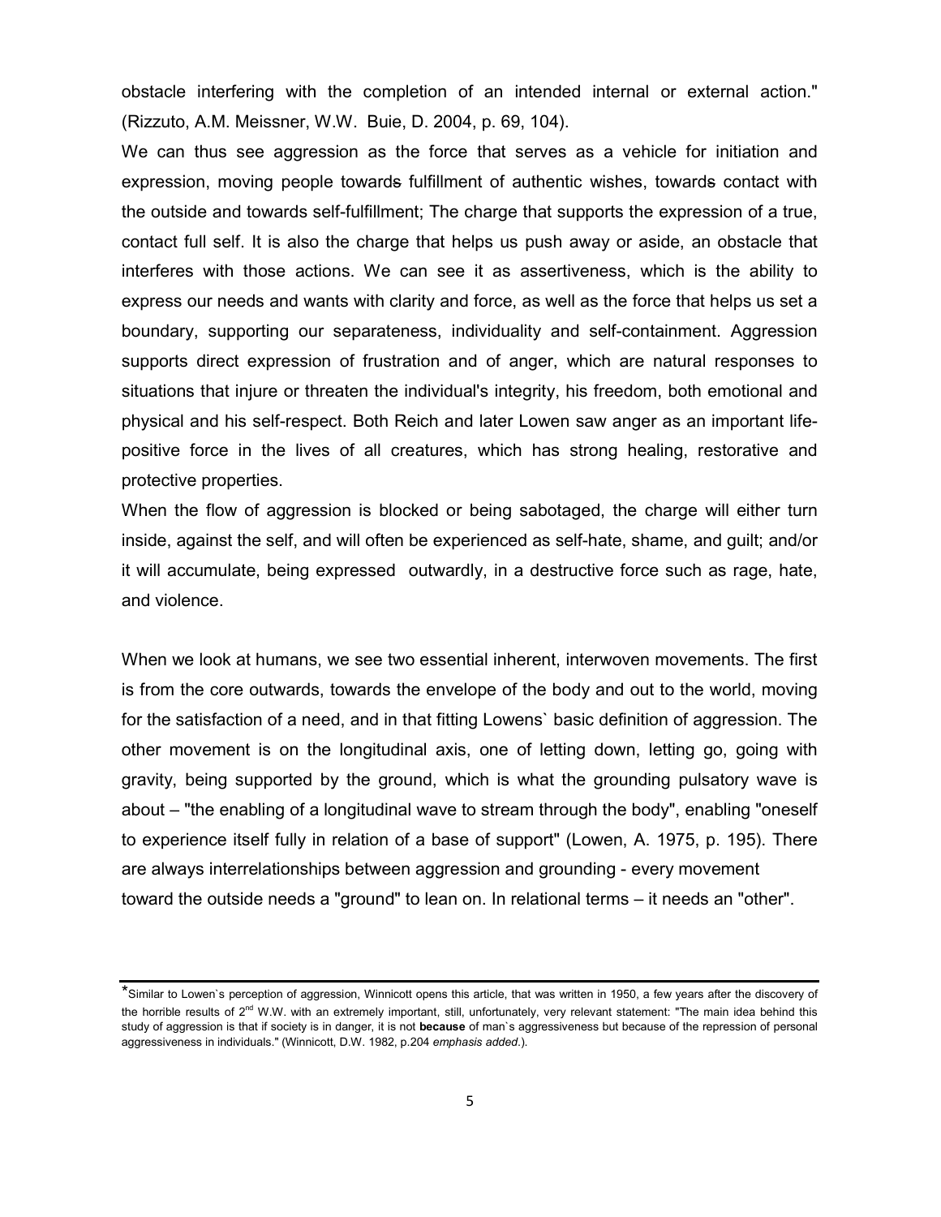obstacle interfering with the completion of an intended internal or external action." (Rizzuto, A.M. Meissner, W.W. Buie, D. 2004, p. 69, 104).

We can thus see aggression as the force that serves as a vehicle for initiation and expression, moving people towards fulfillment of authentic wishes, towards contact with the outside and towards self-fulfillment; The charge that supports the expression of a true, contact full self. It is also the charge that helps us push away or aside, an obstacle that interferes with those actions. We can see it as assertiveness, which is the ability to express our needs and wants with clarity and force, as well as the force that helps us set a boundary, supporting our separateness, individuality and self-containment. Aggression supports direct expression of frustration and of anger, which are natural responses to situations that injure or threaten the individual's integrity, his freedom, both emotional and physical and his self-respect. Both Reich and later Lowen saw anger as an important life-positive force in the lives of all creatures, which has strong healing, restorative and protective properties.

When the flow of aggression is blocked or being sabotaged, the charge will either turn inside, against the self, and will often be experienced as self-hate, shame, and guilt; and/or it will accumulate, being expressed outwardly, in a destructive force such as rage, hate, and violence.

When we look at humans, we see two essential inherent, interwoven movements. The first is from the core outwards, towards the envelope of the body and out to the world, moving for the satisfaction of a need, and in that fitting Lowens` basic definition of aggression. The other movement is on the longitudinal axis, one of letting down, letting go, going with gravity, being supported by the ground, which is what the grounding pulsatory wave is about – "the enabling of a longitudinal wave to stream through the body", enabling "oneself to experience itself fully in relation of a base of support" (Lowen, A. 1975, p. 195). There are always interrelationships between aggression and grounding - every movement toward the outside needs a "ground" to lean on. In relational terms – it needs an "other".

---

*Similar to Lowen`s perception of aggression, Winnicott opens this article, that was written in 1950, a few years after the discovery of the horrible results of 2nd W.W. with an extremely important, still, unfortunately, very relevant statement: "The main idea behind this study of aggression is that if society is in danger, it is not **because** of man`s aggressiveness but because of the repression of personal aggressiveness in individuals." (Winnicott, D.W. 1982, p.204 *emphasis added*.).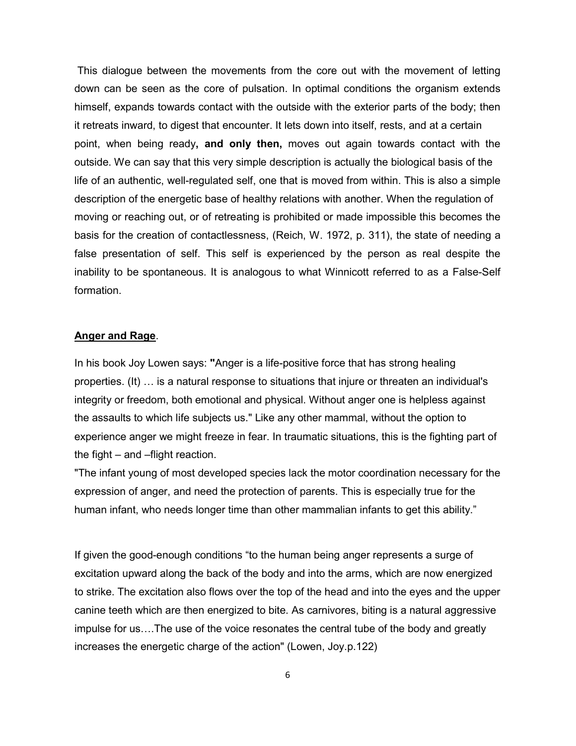This dialogue between the movements from the core out with the movement of letting down can be seen as the core of pulsation. In optimal conditions the organism extends himself, expands towards contact with the outside with the exterior parts of the body; then it retreats inward, to digest that encounter. It lets down into itself, rests, and at a certain point, when being ready**, and only then,** moves out again towards contact with the outside. We can say that this very simple description is actually the biological basis of the life of an authentic, well-regulated self, one that is moved from within. This is also a simple description of the energetic base of healthy relations with another. When the regulation of moving or reaching out, or of retreating is prohibited or made impossible this becomes the basis for the creation of contactlessness, (Reich, W. 1972, p. 311), the state of needing a false presentation of self. This self is experienced by the person as real despite the inability to be spontaneous. It is analogous to what Winnicott referred to as a False-Self formation.

**<u>Anger and Rage</u>**.

In his book Joy Lowen says: **"**Anger is a life-positive force that has strong healing properties. (It) … is a natural response to situations that injure or threaten an individual's integrity or freedom, both emotional and physical. Without anger one is helpless against the assaults to which life subjects us." Like any other mammal, without the option to experience anger we might freeze in fear. In traumatic situations, this is the fighting part of the fight – and –flight reaction.

"The infant young of most developed species lack the motor coordination necessary for the expression of anger, and need the protection of parents. This is especially true for the human infant, who needs longer time than other mammalian infants to get this ability."

If given the good-enough conditions "to the human being anger represents a surge of excitation upward along the back of the body and into the arms, which are now energized to strike. The excitation also flows over the top of the head and into the eyes and the upper canine teeth which are then energized to bite. As carnivores, biting is a natural aggressive impulse for us….The use of the voice resonates the central tube of the body and greatly increases the energetic charge of the action" (Lowen, Joy.p.122)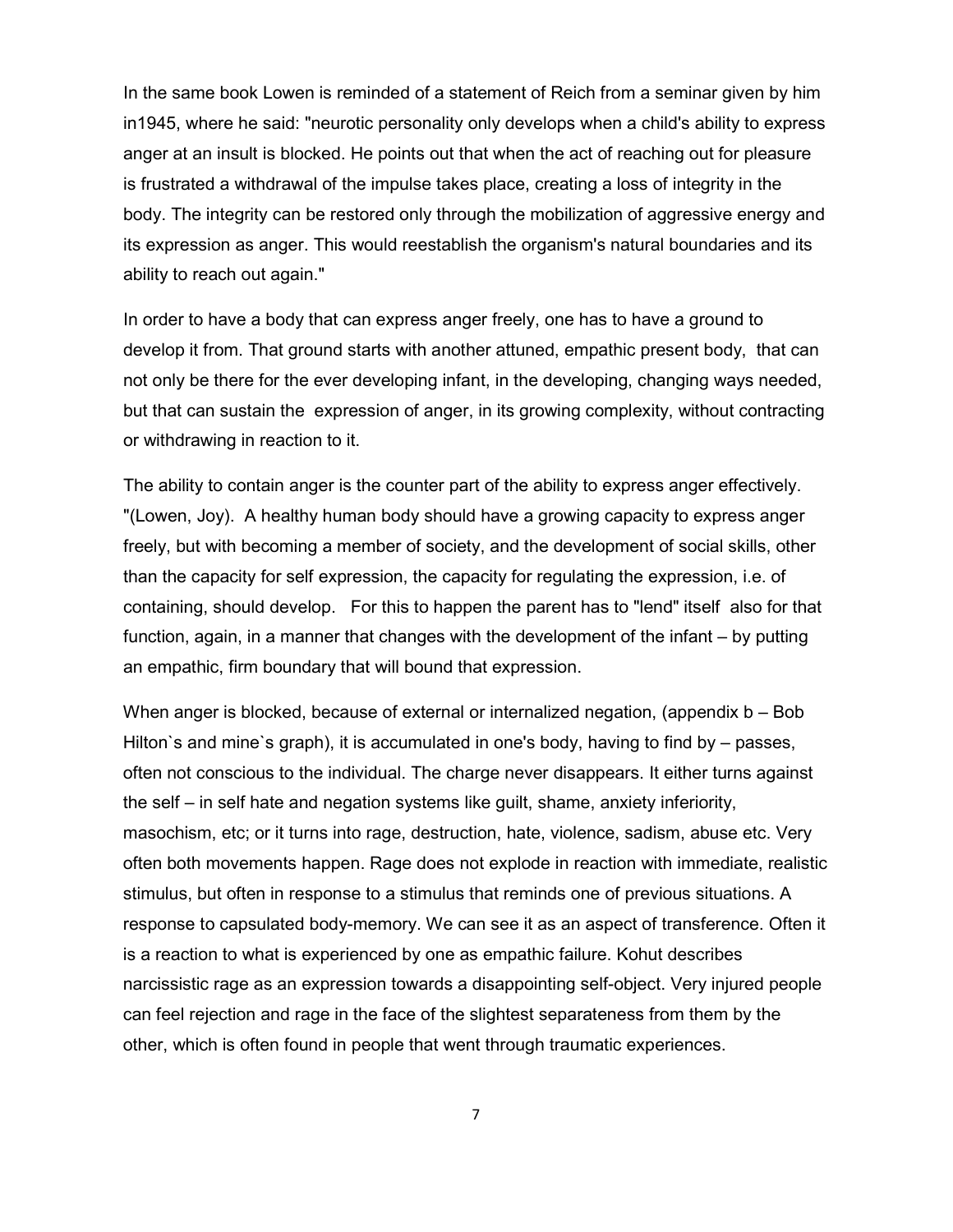In the same book Lowen is reminded of a statement of Reich from a seminar given by him in1945, where he said: "neurotic personality only develops when a child's ability to express anger at an insult is blocked. He points out that when the act of reaching out for pleasure is frustrated a withdrawal of the impulse takes place, creating a loss of integrity in the body. The integrity can be restored only through the mobilization of aggressive energy and its expression as anger. This would reestablish the organism's natural boundaries and its ability to reach out again."

In order to have a body that can express anger freely, one has to have a ground to develop it from. That ground starts with another attuned, empathic present body, that can not only be there for the ever developing infant, in the developing, changing ways needed, but that can sustain the expression of anger, in its growing complexity, without contracting or withdrawing in reaction to it.

The ability to contain anger is the counter part of the ability to express anger effectively. "(Lowen, Joy). A healthy human body should have a growing capacity to express anger freely, but with becoming a member of society, and the development of social skills, other than the capacity for self expression, the capacity for regulating the expression, i.e. of containing, should develop. For this to happen the parent has to "lend" itself also for that function, again, in a manner that changes with the development of the infant – by putting an empathic, firm boundary that will bound that expression.

When anger is blocked, because of external or internalized negation, (appendix b – Bob Hilton`s and mine`s graph), it is accumulated in one's body, having to find by – passes, often not conscious to the individual. The charge never disappears. It either turns against the self – in self hate and negation systems like guilt, shame, anxiety inferiority, masochism, etc; or it turns into rage, destruction, hate, violence, sadism, abuse etc. Very often both movements happen. Rage does not explode in reaction with immediate, realistic stimulus, but often in response to a stimulus that reminds one of previous situations. A response to capsulated body-memory. We can see it as an aspect of transference. Often it is a reaction to what is experienced by one as empathic failure. Kohut describes narcissistic rage as an expression towards a disappointing self-object. Very injured people can feel rejection and rage in the face of the slightest separateness from them by the other, which is often found in people that went through traumatic experiences.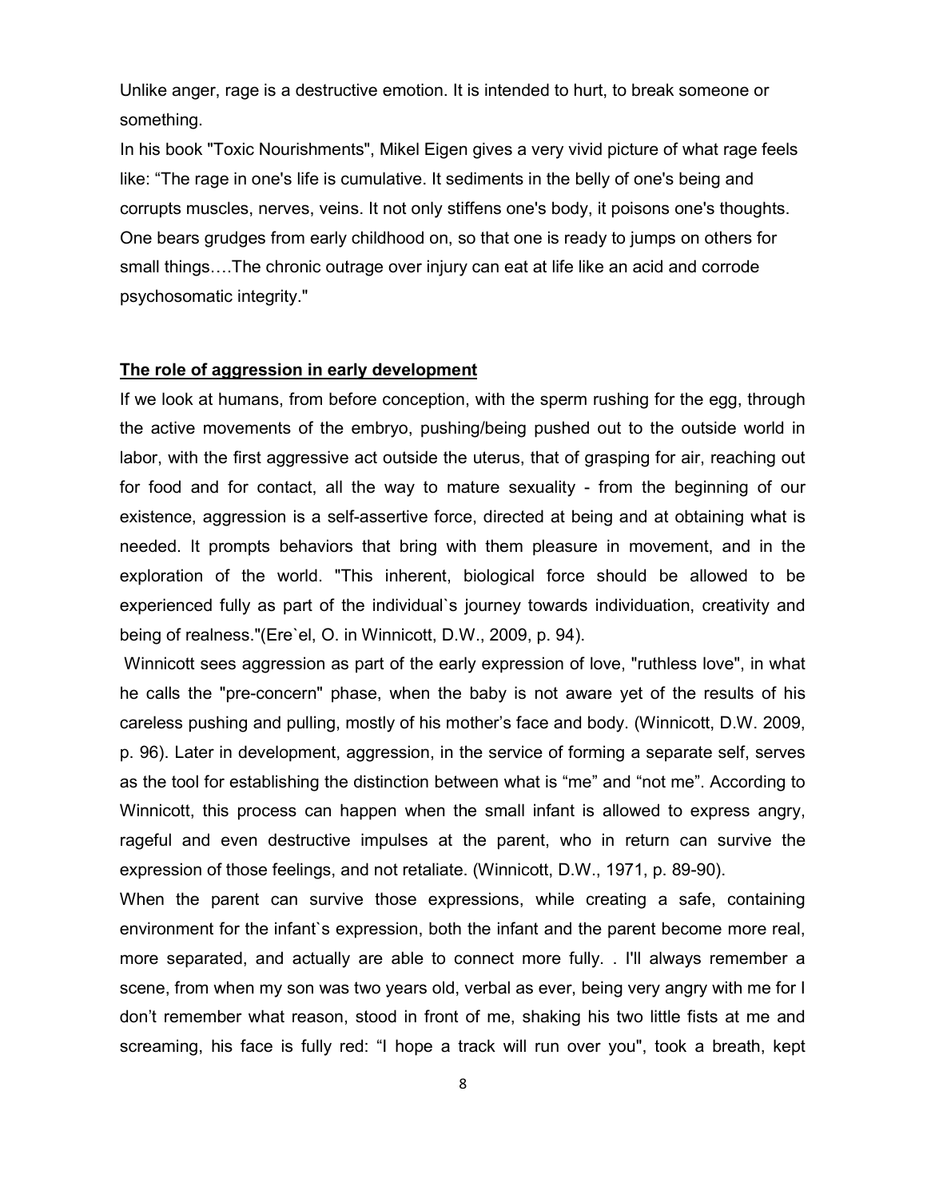Unlike anger, rage is a destructive emotion. It is intended to hurt, to break someone or something.

In his book "Toxic Nourishments", Mikel Eigen gives a very vivid picture of what rage feels like: "The rage in one's life is cumulative. It sediments in the belly of one's being and corrupts muscles, nerves, veins. It not only stiffens one's body, it poisons one's thoughts. One bears grudges from early childhood on, so that one is ready to jumps on others for small things….The chronic outrage over injury can eat at life like an acid and corrode psychosomatic integrity."

## **The role of aggression in early development**

If we look at humans, from before conception, with the sperm rushing for the egg, through the active movements of the embryo, pushing/being pushed out to the outside world in labor, with the first aggressive act outside the uterus, that of grasping for air, reaching out for food and for contact, all the way to mature sexuality - from the beginning of our existence, aggression is a self-assertive force, directed at being and at obtaining what is needed. It prompts behaviors that bring with them pleasure in movement, and in the exploration of the world. "This inherent, biological force should be allowed to be experienced fully as part of the individual`s journey towards individuation, creativity and being of realness."(Ere`el, O. in Winnicott, D.W., 2009, p. 94).

Winnicott sees aggression as part of the early expression of love, "ruthless love", in what he calls the "pre-concern" phase, when the baby is not aware yet of the results of his careless pushing and pulling, mostly of his mother's face and body. (Winnicott, D.W. 2009, p. 96). Later in development, aggression, in the service of forming a separate self, serves as the tool for establishing the distinction between what is "me" and "not me". According to Winnicott, this process can happen when the small infant is allowed to express angry, rageful and even destructive impulses at the parent, who in return can survive the expression of those feelings, and not retaliate. (Winnicott, D.W., 1971, p. 89-90).

When the parent can survive those expressions, while creating a safe, containing environment for the infant`s expression, both the infant and the parent become more real, more separated, and actually are able to connect more fully. . I'll always remember a scene, from when my son was two years old, verbal as ever, being very angry with me for I don't remember what reason, stood in front of me, shaking his two little fists at me and screaming, his face is fully red: "I hope a track will run over you", took a breath, kept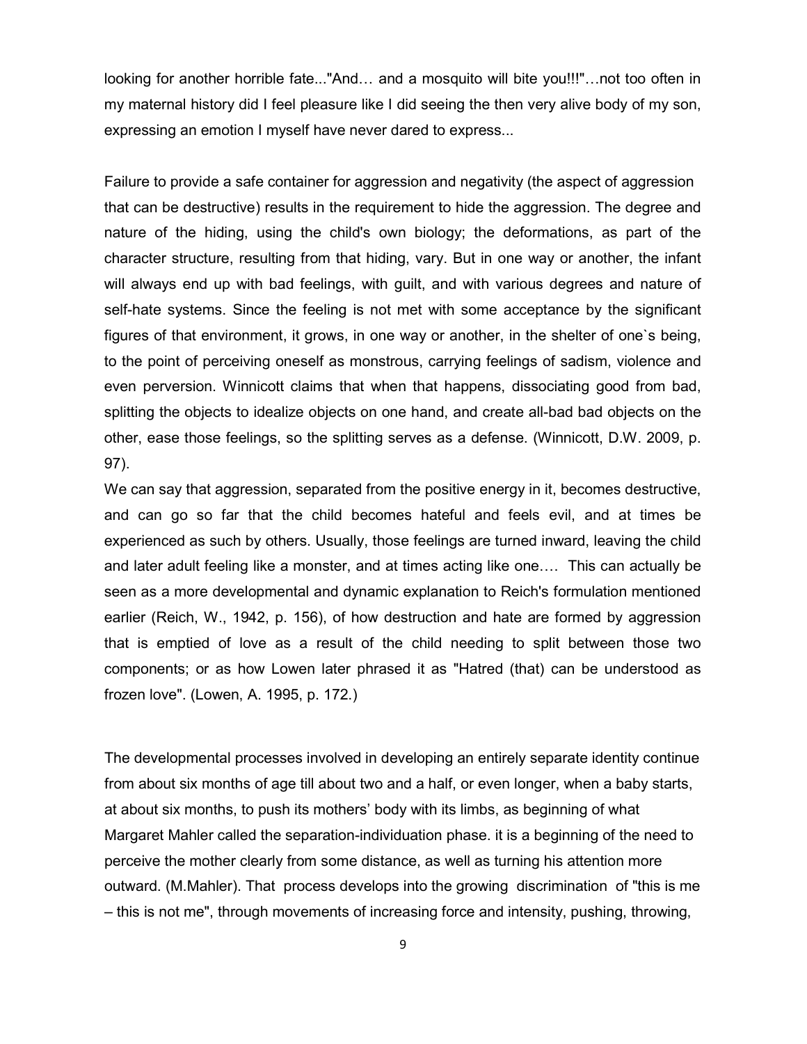looking for another horrible fate..."And… and a mosquito will bite you!!!"…not too often in my maternal history did I feel pleasure like I did seeing the then very alive body of my son, expressing an emotion I myself have never dared to express...

Failure to provide a safe container for aggression and negativity (the aspect of aggression that can be destructive) results in the requirement to hide the aggression. The degree and nature of the hiding, using the child's own biology; the deformations, as part of the character structure, resulting from that hiding, vary. But in one way or another, the infant will always end up with bad feelings, with guilt, and with various degrees and nature of self-hate systems. Since the feeling is not met with some acceptance by the significant figures of that environment, it grows, in one way or another, in the shelter of one`s being, to the point of perceiving oneself as monstrous, carrying feelings of sadism, violence and even perversion. Winnicott claims that when that happens, dissociating good from bad, splitting the objects to idealize objects on one hand, and create all-bad bad objects on the other, ease those feelings, so the splitting serves as a defense. (Winnicott, D.W. 2009, p. 97).

We can say that aggression, separated from the positive energy in it, becomes destructive, and can go so far that the child becomes hateful and feels evil, and at times be experienced as such by others. Usually, those feelings are turned inward, leaving the child and later adult feeling like a monster, and at times acting like one…. This can actually be seen as a more developmental and dynamic explanation to Reich's formulation mentioned earlier (Reich, W., 1942, p. 156), of how destruction and hate are formed by aggression that is emptied of love as a result of the child needing to split between those two components; or as how Lowen later phrased it as "Hatred (that) can be understood as frozen love". (Lowen, A. 1995, p. 172.)

The developmental processes involved in developing an entirely separate identity continue from about six months of age till about two and a half, or even longer, when a baby starts, at about six months, to push its mothers' body with its limbs, as beginning of what Margaret Mahler called the separation-individuation phase. it is a beginning of the need to perceive the mother clearly from some distance, as well as turning his attention more outward. (M.Mahler). That process develops into the growing discrimination of "this is me – this is not me", through movements of increasing force and intensity, pushing, throwing,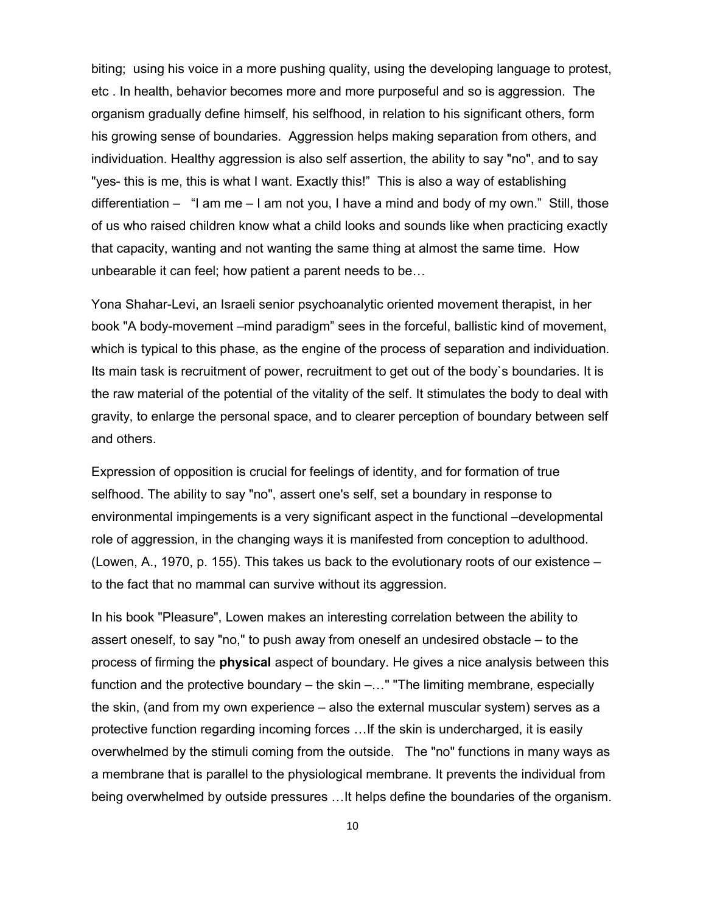biting; using his voice in a more pushing quality, using the developing language to protest, etc . In health, behavior becomes more and more purposeful and so is aggression. The organism gradually define himself, his selfhood, in relation to his significant others, form his growing sense of boundaries. Aggression helps making separation from others, and individuation. Healthy aggression is also self assertion, the ability to say "no", and to say "yes- this is me, this is what I want. Exactly this!" This is also a way of establishing differentiation – "I am me – I am not you, I have a mind and body of my own." Still, those of us who raised children know what a child looks and sounds like when practicing exactly that capacity, wanting and not wanting the same thing at almost the same time. How unbearable it can feel; how patient a parent needs to be…

Yona Shahar-Levi, an Israeli senior psychoanalytic oriented movement therapist, in her book "A body-movement –mind paradigm" sees in the forceful, ballistic kind of movement, which is typical to this phase, as the engine of the process of separation and individuation. Its main task is recruitment of power, recruitment to get out of the body`s boundaries. It is the raw material of the potential of the vitality of the self. It stimulates the body to deal with gravity, to enlarge the personal space, and to clearer perception of boundary between self and others.

Expression of opposition is crucial for feelings of identity, and for formation of true selfhood. The ability to say "no", assert one's self, set a boundary in response to environmental impingements is a very significant aspect in the functional –developmental role of aggression, in the changing ways it is manifested from conception to adulthood. (Lowen, A., 1970, p. 155). This takes us back to the evolutionary roots of our existence – to the fact that no mammal can survive without its aggression.

In his book "Pleasure", Lowen makes an interesting correlation between the ability to assert oneself, to say "no," to push away from oneself an undesired obstacle – to the process of firming the **physical** aspect of boundary. He gives a nice analysis between this function and the protective boundary – the skin –…" "The limiting membrane, especially the skin, (and from my own experience – also the external muscular system) serves as a protective function regarding incoming forces …If the skin is undercharged, it is easily overwhelmed by the stimuli coming from the outside. The "no" functions in many ways as a membrane that is parallel to the physiological membrane. It prevents the individual from being overwhelmed by outside pressures …It helps define the boundaries of the organism.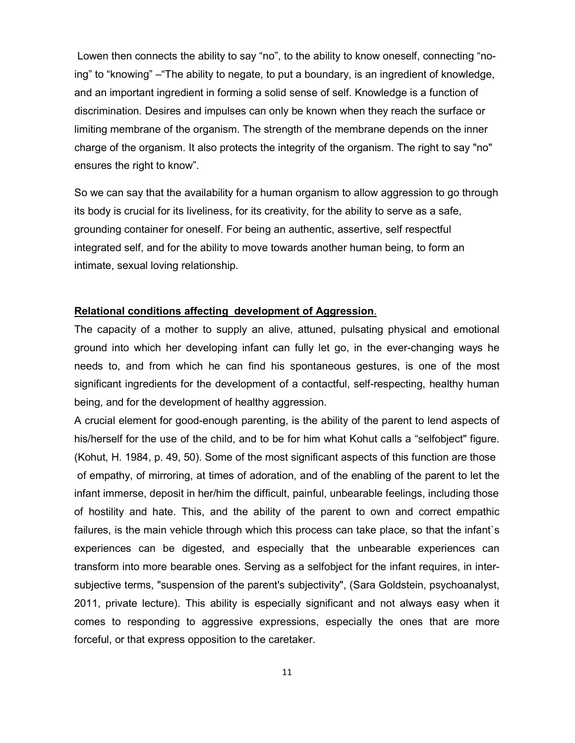Lowen then connects the ability to say "no", to the ability to know oneself, connecting "no-ing" to "knowing" –"The ability to negate, to put a boundary, is an ingredient of knowledge, and an important ingredient in forming a solid sense of self. Knowledge is a function of discrimination. Desires and impulses can only be known when they reach the surface or limiting membrane of the organism. The strength of the membrane depends on the inner charge of the organism. It also protects the integrity of the organism. The right to say "no" ensures the right to know".

So we can say that the availability for a human organism to allow aggression to go through its body is crucial for its liveliness, for its creativity, for the ability to serve as a safe, grounding container for oneself. For being an authentic, assertive, self respectful integrated self, and for the ability to move towards another human being, to form an intimate, sexual loving relationship.

## **Relational conditions affecting development of Aggression**.

The capacity of a mother to supply an alive, attuned, pulsating physical and emotional ground into which her developing infant can fully let go, in the ever-changing ways he needs to, and from which he can find his spontaneous gestures, is one of the most significant ingredients for the development of a contactful, self-respecting, healthy human being, and for the development of healthy aggression.

A crucial element for good-enough parenting, is the ability of the parent to lend aspects of his/herself for the use of the child, and to be for him what Kohut calls a "selfobject" figure. (Kohut, H. 1984, p. 49, 50). Some of the most significant aspects of this function are those of empathy, of mirroring, at times of adoration, and of the enabling of the parent to let the infant immerse, deposit in her/him the difficult, painful, unbearable feelings, including those of hostility and hate. This, and the ability of the parent to own and correct empathic failures, is the main vehicle through which this process can take place, so that the infant`s experiences can be digested, and especially that the unbearable experiences can transform into more bearable ones. Serving as a selfobject for the infant requires, in inter-subjective terms, "suspension of the parent's subjectivity", (Sara Goldstein, psychoanalyst, 2011, private lecture). This ability is especially significant and not always easy when it comes to responding to aggressive expressions, especially the ones that are more forceful, or that express opposition to the caretaker.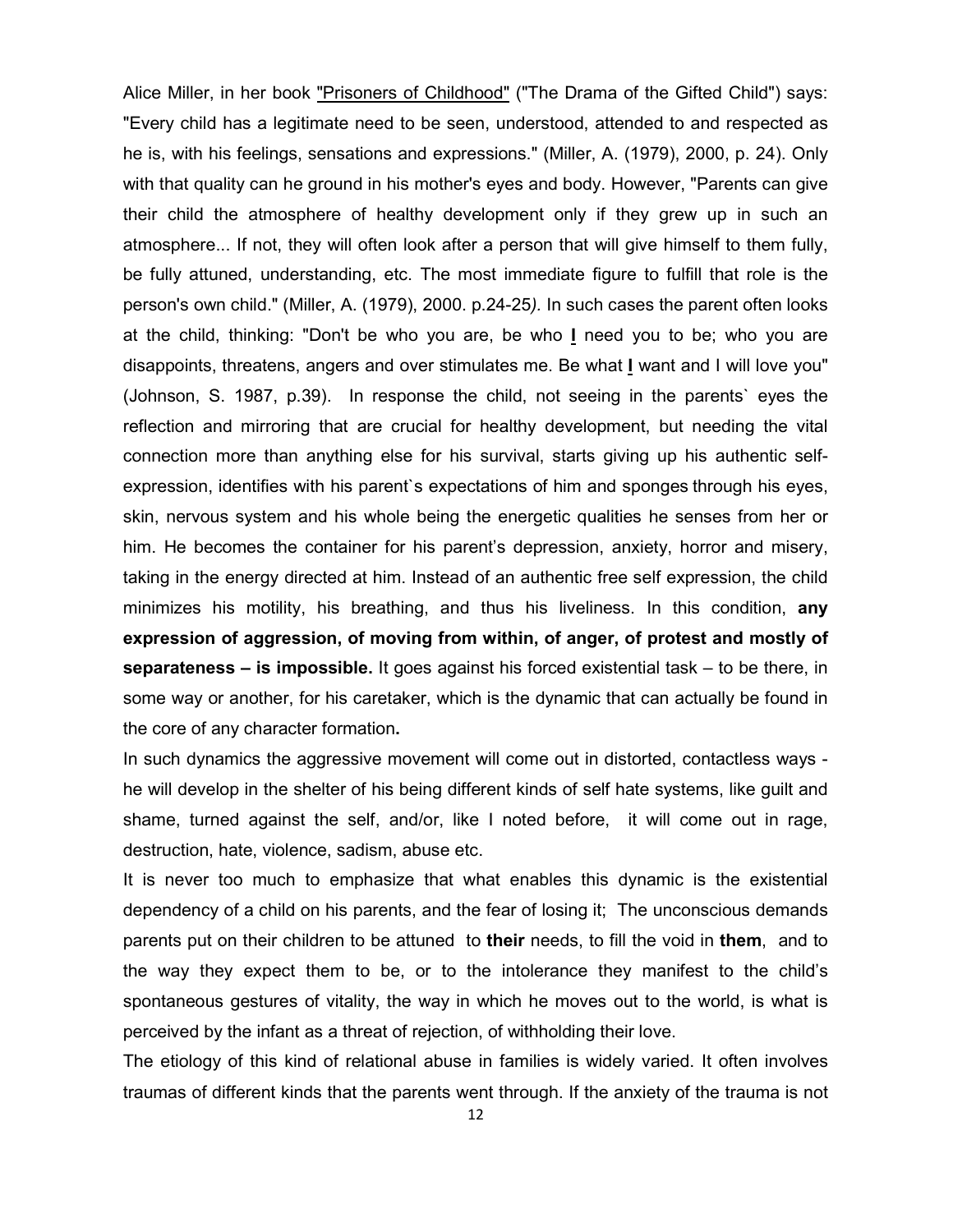Alice Miller, in her book "Prisoners of Childhood" ("The Drama of the Gifted Child") says: "Every child has a legitimate need to be seen, understood, attended to and respected as he is, with his feelings, sensations and expressions." (Miller, A. (1979), 2000, p. 24). Only with that quality can he ground in his mother's eyes and body. However, "Parents can give their child the atmosphere of healthy development only if they grew up in such an atmosphere... If not, they will often look after a person that will give himself to them fully, be fully attuned, understanding, etc. The most immediate figure to fulfill that role is the person's own child." (Miller, A. (1979), 2000. p.24-25*).* In such cases the parent often looks at the child, thinking: "Don't be who you are, be who **I** need you to be; who you are disappoints, threatens, angers and over stimulates me. Be what **I** want and I will love you" (Johnson, S. 1987, p.39). In response the child, not seeing in the parents` eyes the reflection and mirroring that are crucial for healthy development, but needing the vital connection more than anything else for his survival, starts giving up his authentic self-expression, identifies with his parent`s expectations of him and sponges through his eyes, skin, nervous system and his whole being the energetic qualities he senses from her or him. He becomes the container for his parent's depression, anxiety, horror and misery, taking in the energy directed at him. Instead of an authentic free self expression, the child minimizes his motility, his breathing, and thus his liveliness. In this condition, **any expression of aggression, of moving from within, of anger, of protest and mostly of separateness – is impossible.** It goes against his forced existential task – to be there, in some way or another, for his caretaker, which is the dynamic that can actually be found in the core of any character formation**.**

In such dynamics the aggressive movement will come out in distorted, contactless ways - he will develop in the shelter of his being different kinds of self hate systems, like guilt and shame, turned against the self, and/or, like I noted before, it will come out in rage, destruction, hate, violence, sadism, abuse etc.

It is never too much to emphasize that what enables this dynamic is the existential dependency of a child on his parents, and the fear of losing it; The unconscious demands parents put on their children to be attuned to **their** needs, to fill the void in **them**, and to the way they expect them to be, or to the intolerance they manifest to the child's spontaneous gestures of vitality, the way in which he moves out to the world, is what is perceived by the infant as a threat of rejection, of withholding their love.

The etiology of this kind of relational abuse in families is widely varied. It often involves traumas of different kinds that the parents went through. If the anxiety of the trauma is not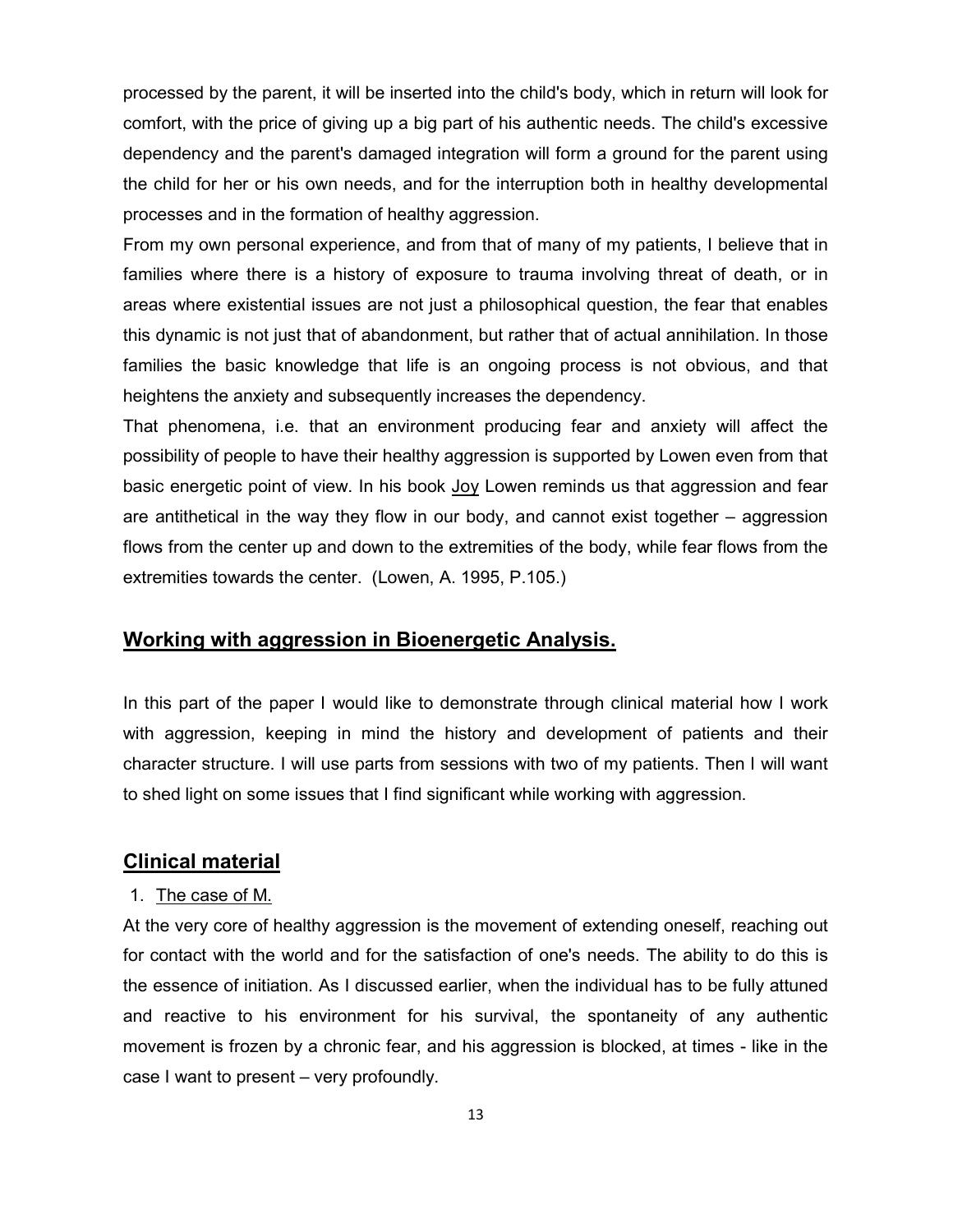processed by the parent, it will be inserted into the child's body, which in return will look for comfort, with the price of giving up a big part of his authentic needs. The child's excessive dependency and the parent's damaged integration will form a ground for the parent using the child for her or his own needs, and for the interruption both in healthy developmental processes and in the formation of healthy aggression.

From my own personal experience, and from that of many of my patients, I believe that in families where there is a history of exposure to trauma involving threat of death, or in areas where existential issues are not just a philosophical question, the fear that enables this dynamic is not just that of abandonment, but rather that of actual annihilation. In those families the basic knowledge that life is an ongoing process is not obvious, and that heightens the anxiety and subsequently increases the dependency.

That phenomena, i.e. that an environment producing fear and anxiety will affect the possibility of people to have their healthy aggression is supported by Lowen even from that basic energetic point of view. In his book <u>Joy</u> Lowen reminds us that aggression and fear are antithetical in the way they flow in our body, and cannot exist together – aggression flows from the center up and down to the extremities of the body, while fear flows from the extremities towards the center. (Lowen, A. 1995, P.105.)

## Working with aggression in Bioenergetic Analysis.

In this part of the paper I would like to demonstrate through clinical material how I work with aggression, keeping in mind the history and development of patients and their character structure. I will use parts from sessions with two of my patients. Then I will want to shed light on some issues that I find significant while working with aggression.

## Clinical material

1. <u>The case of M.</u>

At the very core of healthy aggression is the movement of extending oneself, reaching out for contact with the world and for the satisfaction of one's needs. The ability to do this is the essence of initiation. As I discussed earlier, when the individual has to be fully attuned and reactive to his environment for his survival, the spontaneity of any authentic movement is frozen by a chronic fear, and his aggression is blocked, at times - like in the case I want to present – very profoundly.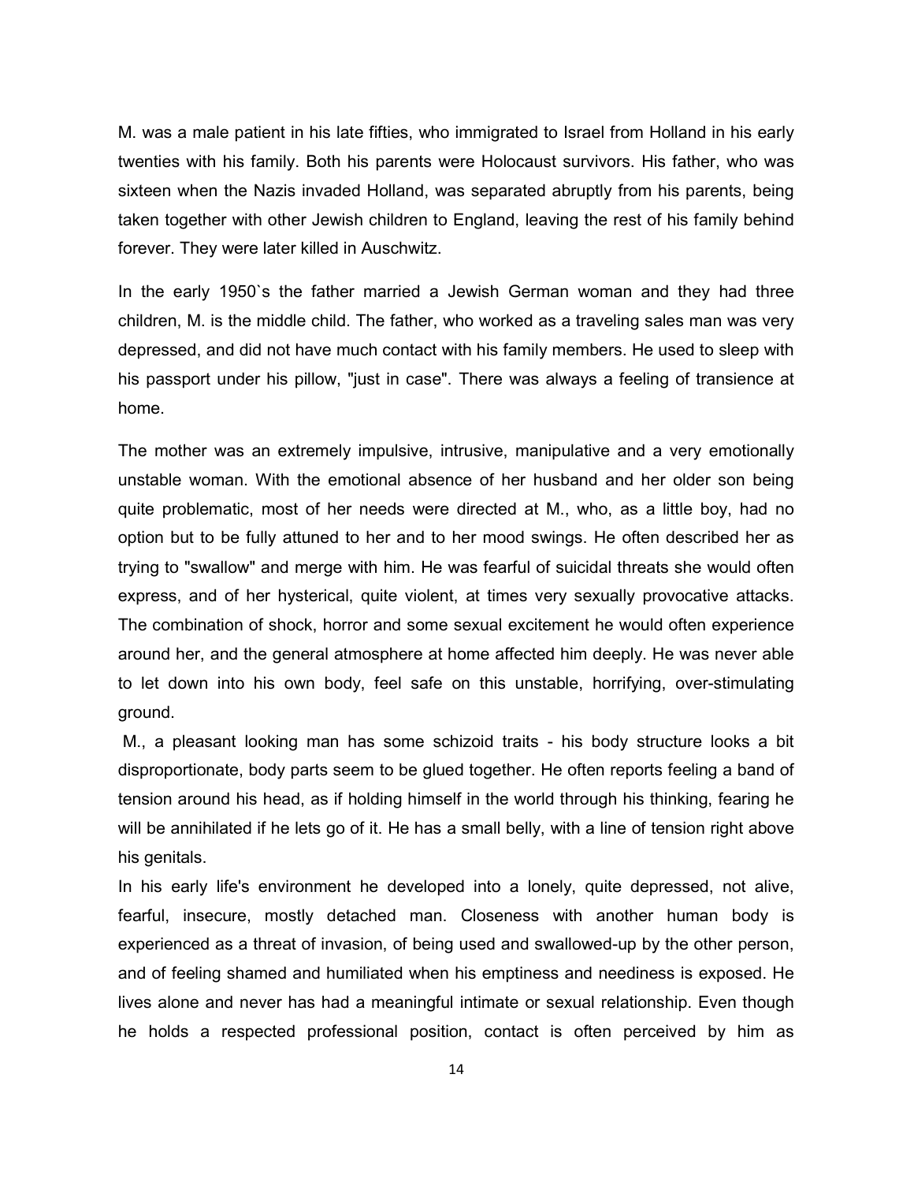M. was a male patient in his late fifties, who immigrated to Israel from Holland in his early twenties with his family. Both his parents were Holocaust survivors. His father, who was sixteen when the Nazis invaded Holland, was separated abruptly from his parents, being taken together with other Jewish children to England, leaving the rest of his family behind forever. They were later killed in Auschwitz.

In the early 1950`s the father married a Jewish German woman and they had three children, M. is the middle child. The father, who worked as a traveling sales man was very depressed, and did not have much contact with his family members. He used to sleep with his passport under his pillow, "just in case". There was always a feeling of transience at home.

The mother was an extremely impulsive, intrusive, manipulative and a very emotionally unstable woman. With the emotional absence of her husband and her older son being quite problematic, most of her needs were directed at M., who, as a little boy, had no option but to be fully attuned to her and to her mood swings. He often described her as trying to "swallow" and merge with him. He was fearful of suicidal threats she would often express, and of her hysterical, quite violent, at times very sexually provocative attacks. The combination of shock, horror and some sexual excitement he would often experience around her, and the general atmosphere at home affected him deeply. He was never able to let down into his own body, feel safe on this unstable, horrifying, over-stimulating ground.

M., a pleasant looking man has some schizoid traits - his body structure looks a bit disproportionate, body parts seem to be glued together. He often reports feeling a band of tension around his head, as if holding himself in the world through his thinking, fearing he will be annihilated if he lets go of it. He has a small belly, with a line of tension right above his genitals.

In his early life's environment he developed into a lonely, quite depressed, not alive, fearful, insecure, mostly detached man. Closeness with another human body is experienced as a threat of invasion, of being used and swallowed-up by the other person, and of feeling shamed and humiliated when his emptiness and neediness is exposed. He lives alone and never has had a meaningful intimate or sexual relationship. Even though he holds a respected professional position, contact is often perceived by him as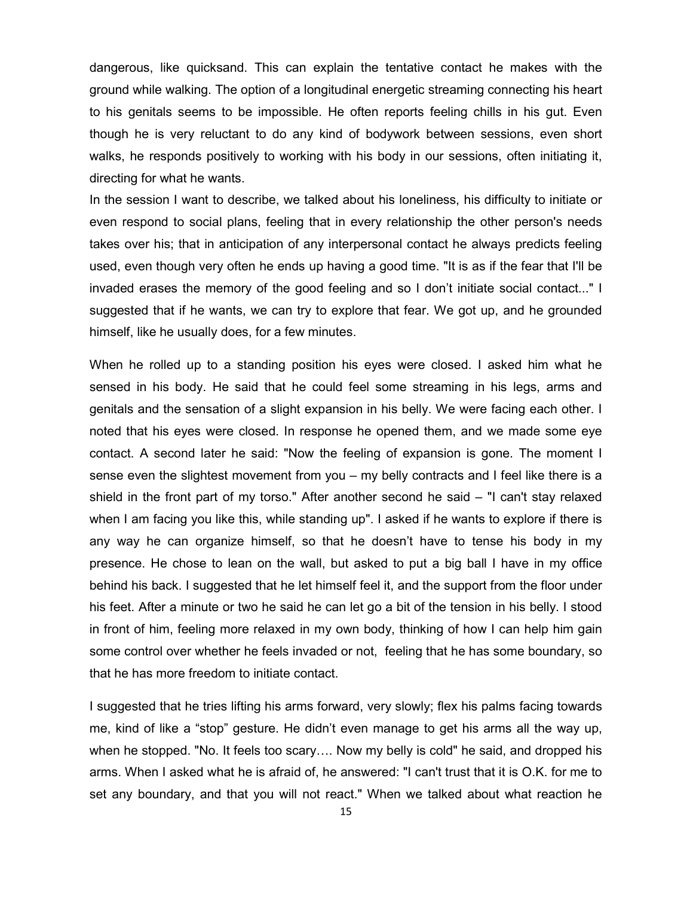dangerous, like quicksand. This can explain the tentative contact he makes with the ground while walking. The option of a longitudinal energetic streaming connecting his heart to his genitals seems to be impossible. He often reports feeling chills in his gut. Even though he is very reluctant to do any kind of bodywork between sessions, even short walks, he responds positively to working with his body in our sessions, often initiating it, directing for what he wants.

In the session I want to describe, we talked about his loneliness, his difficulty to initiate or even respond to social plans, feeling that in every relationship the other person's needs takes over his; that in anticipation of any interpersonal contact he always predicts feeling used, even though very often he ends up having a good time. "It is as if the fear that I'll be invaded erases the memory of the good feeling and so I don't initiate social contact..." I suggested that if he wants, we can try to explore that fear. We got up, and he grounded himself, like he usually does, for a few minutes.

When he rolled up to a standing position his eyes were closed. I asked him what he sensed in his body. He said that he could feel some streaming in his legs, arms and genitals and the sensation of a slight expansion in his belly. We were facing each other. I noted that his eyes were closed. In response he opened them, and we made some eye contact. A second later he said: "Now the feeling of expansion is gone. The moment I sense even the slightest movement from you – my belly contracts and I feel like there is a shield in the front part of my torso." After another second he said – "I can't stay relaxed when I am facing you like this, while standing up". I asked if he wants to explore if there is any way he can organize himself, so that he doesn't have to tense his body in my presence. He chose to lean on the wall, but asked to put a big ball I have in my office behind his back. I suggested that he let himself feel it, and the support from the floor under his feet. After a minute or two he said he can let go a bit of the tension in his belly. I stood in front of him, feeling more relaxed in my own body, thinking of how I can help him gain some control over whether he feels invaded or not, feeling that he has some boundary, so that he has more freedom to initiate contact.

I suggested that he tries lifting his arms forward, very slowly; flex his palms facing towards me, kind of like a "stop" gesture. He didn't even manage to get his arms all the way up, when he stopped. "No. It feels too scary…. Now my belly is cold" he said, and dropped his arms. When I asked what he is afraid of, he answered: "I can't trust that it is O.K. for me to set any boundary, and that you will not react." When we talked about what reaction he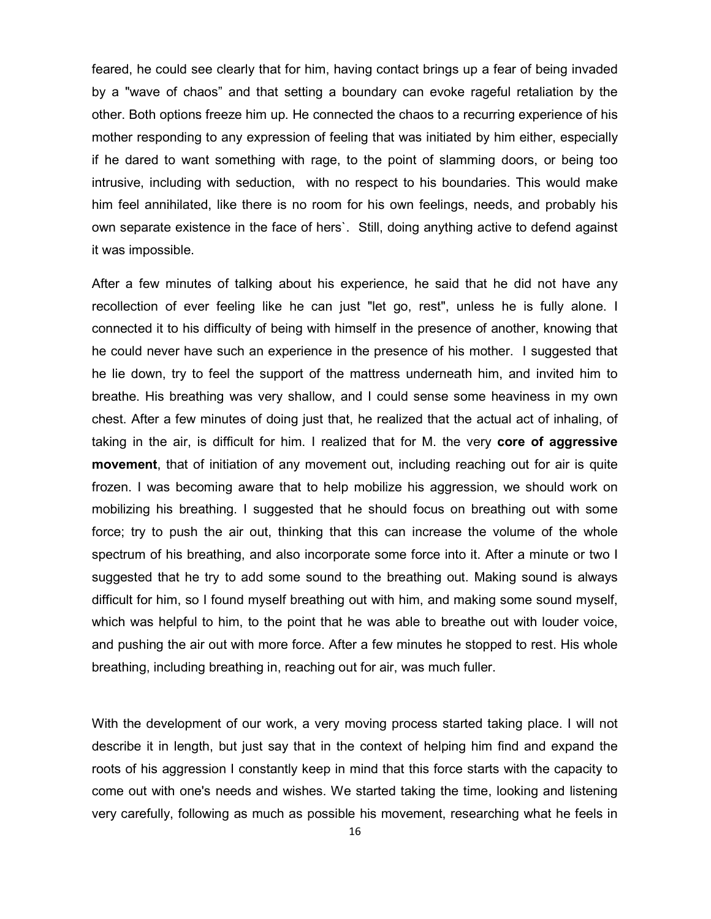feared, he could see clearly that for him, having contact brings up a fear of being invaded by a "wave of chaos" and that setting a boundary can evoke rageful retaliation by the other. Both options freeze him up. He connected the chaos to a recurring experience of his mother responding to any expression of feeling that was initiated by him either, especially if he dared to want something with rage, to the point of slamming doors, or being too intrusive, including with seduction, with no respect to his boundaries. This would make him feel annihilated, like there is no room for his own feelings, needs, and probably his own separate existence in the face of hers`. Still, doing anything active to defend against it was impossible.

After a few minutes of talking about his experience, he said that he did not have any recollection of ever feeling like he can just "let go, rest", unless he is fully alone. I connected it to his difficulty of being with himself in the presence of another, knowing that he could never have such an experience in the presence of his mother. I suggested that he lie down, try to feel the support of the mattress underneath him, and invited him to breathe. His breathing was very shallow, and I could sense some heaviness in my own chest. After a few minutes of doing just that, he realized that the actual act of inhaling, of taking in the air, is difficult for him. I realized that for M. the very **core of aggressive movement**, that of initiation of any movement out, including reaching out for air is quite frozen. I was becoming aware that to help mobilize his aggression, we should work on mobilizing his breathing. I suggested that he should focus on breathing out with some force; try to push the air out, thinking that this can increase the volume of the whole spectrum of his breathing, and also incorporate some force into it. After a minute or two I suggested that he try to add some sound to the breathing out. Making sound is always difficult for him, so I found myself breathing out with him, and making some sound myself, which was helpful to him, to the point that he was able to breathe out with louder voice, and pushing the air out with more force. After a few minutes he stopped to rest. His whole breathing, including breathing in, reaching out for air, was much fuller.

With the development of our work, a very moving process started taking place. I will not describe it in length, but just say that in the context of helping him find and expand the roots of his aggression I constantly keep in mind that this force starts with the capacity to come out with one's needs and wishes. We started taking the time, looking and listening very carefully, following as much as possible his movement, researching what he feels in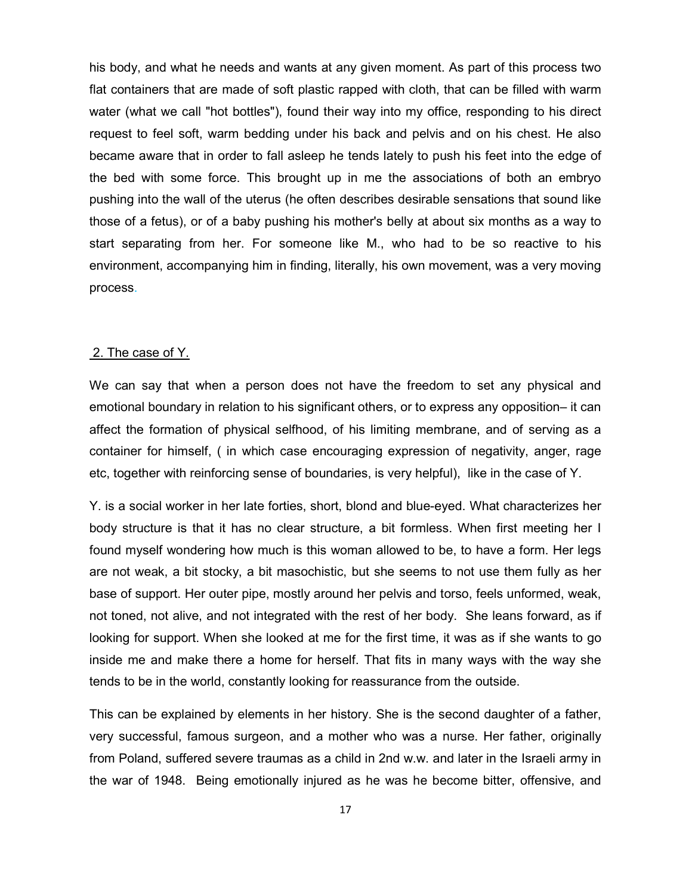his body, and what he needs and wants at any given moment. As part of this process two flat containers that are made of soft plastic rapped with cloth, that can be filled with warm water (what we call "hot bottles"), found their way into my office, responding to his direct request to feel soft, warm bedding under his back and pelvis and on his chest. He also became aware that in order to fall asleep he tends lately to push his feet into the edge of the bed with some force. This brought up in me the associations of both an embryo pushing into the wall of the uterus (he often describes desirable sensations that sound like those of a fetus), or of a baby pushing his mother's belly at about six months as a way to start separating from her. For someone like M., who had to be so reactive to his environment, accompanying him in finding, literally, his own movement, was a very moving process.

## 2. The case of Y.

We can say that when a person does not have the freedom to set any physical and emotional boundary in relation to his significant others, or to express any opposition– it can affect the formation of physical selfhood, of his limiting membrane, and of serving as a container for himself, ( in which case encouraging expression of negativity, anger, rage etc, together with reinforcing sense of boundaries, is very helpful), like in the case of Y.

Y. is a social worker in her late forties, short, blond and blue-eyed. What characterizes her body structure is that it has no clear structure, a bit formless. When first meeting her I found myself wondering how much is this woman allowed to be, to have a form. Her legs are not weak, a bit stocky, a bit masochistic, but she seems to not use them fully as her base of support. Her outer pipe, mostly around her pelvis and torso, feels unformed, weak, not toned, not alive, and not integrated with the rest of her body. She leans forward, as if looking for support. When she looked at me for the first time, it was as if she wants to go inside me and make there a home for herself. That fits in many ways with the way she tends to be in the world, constantly looking for reassurance from the outside.

This can be explained by elements in her history. She is the second daughter of a father, very successful, famous surgeon, and a mother who was a nurse. Her father, originally from Poland, suffered severe traumas as a child in 2nd w.w. and later in the Israeli army in the war of 1948. Being emotionally injured as he was he become bitter, offensive, and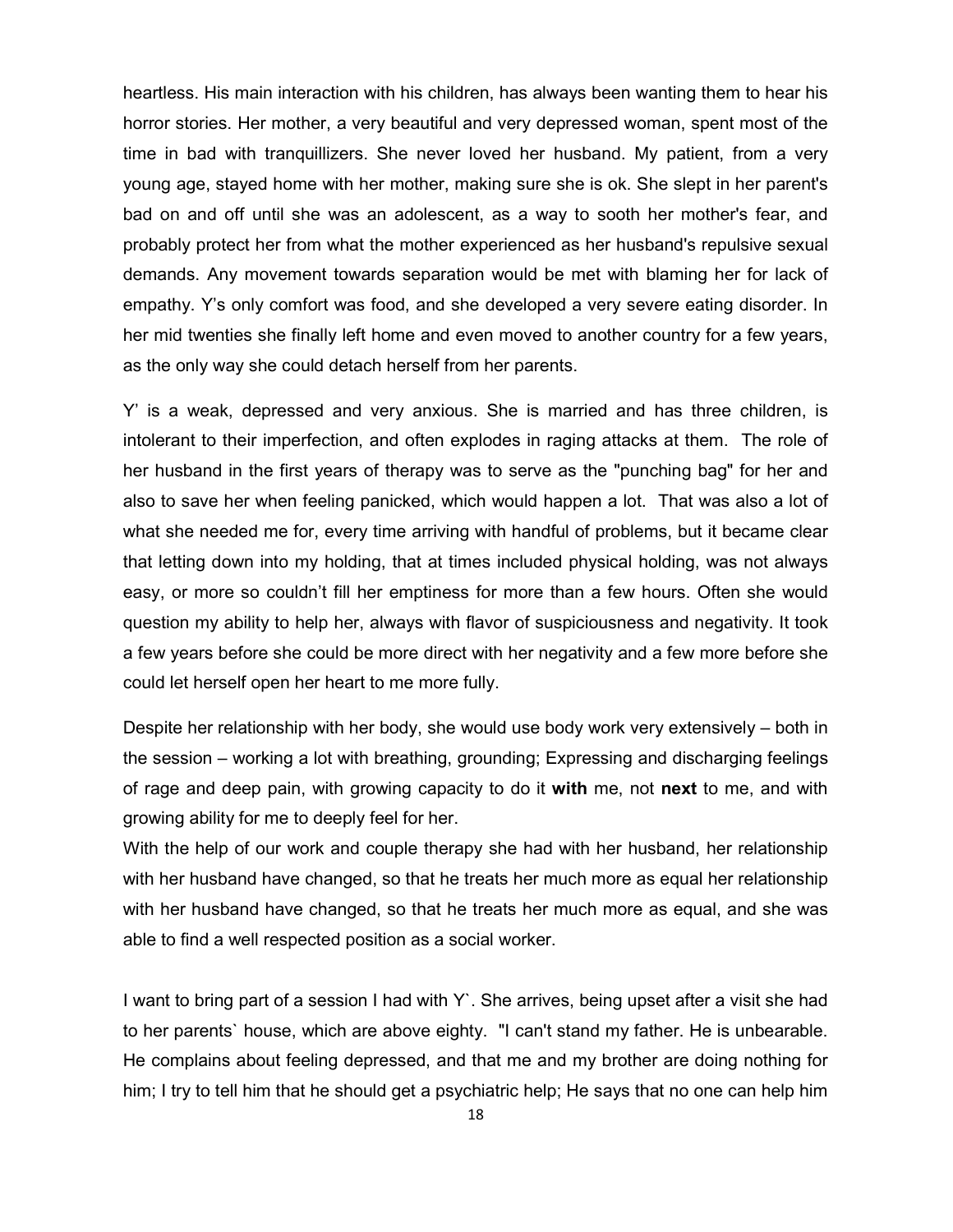heartless. His main interaction with his children, has always been wanting them to hear his horror stories. Her mother, a very beautiful and very depressed woman, spent most of the time in bad with tranquillizers. She never loved her husband. My patient, from a very young age, stayed home with her mother, making sure she is ok. She slept in her parent's bad on and off until she was an adolescent, as a way to sooth her mother's fear, and probably protect her from what the mother experienced as her husband's repulsive sexual demands. Any movement towards separation would be met with blaming her for lack of empathy. Y's only comfort was food, and she developed a very severe eating disorder. In her mid twenties she finally left home and even moved to another country for a few years, as the only way she could detach herself from her parents.

Y' is a weak, depressed and very anxious. She is married and has three children, is intolerant to their imperfection, and often explodes in raging attacks at them. The role of her husband in the first years of therapy was to serve as the "punching bag" for her and also to save her when feeling panicked, which would happen a lot. That was also a lot of what she needed me for, every time arriving with handful of problems, but it became clear that letting down into my holding, that at times included physical holding, was not always easy, or more so couldn't fill her emptiness for more than a few hours. Often she would question my ability to help her, always with flavor of suspiciousness and negativity. It took a few years before she could be more direct with her negativity and a few more before she could let herself open her heart to me more fully.

Despite her relationship with her body, she would use body work very extensively – both in the session – working a lot with breathing, grounding; Expressing and discharging feelings of rage and deep pain, with growing capacity to do it **with** me, not **next** to me, and with growing ability for me to deeply feel for her.
With the help of our work and couple therapy she had with her husband, her relationship with her husband have changed, so that he treats her much more as equal her relationship with her husband have changed, so that he treats her much more as equal, and she was able to find a well respected position as a social worker.

I want to bring part of a session I had with Y`. She arrives, being upset after a visit she had to her parents` house, which are above eighty. "I can't stand my father. He is unbearable. He complains about feeling depressed, and that me and my brother are doing nothing for him; I try to tell him that he should get a psychiatric help; He says that no one can help him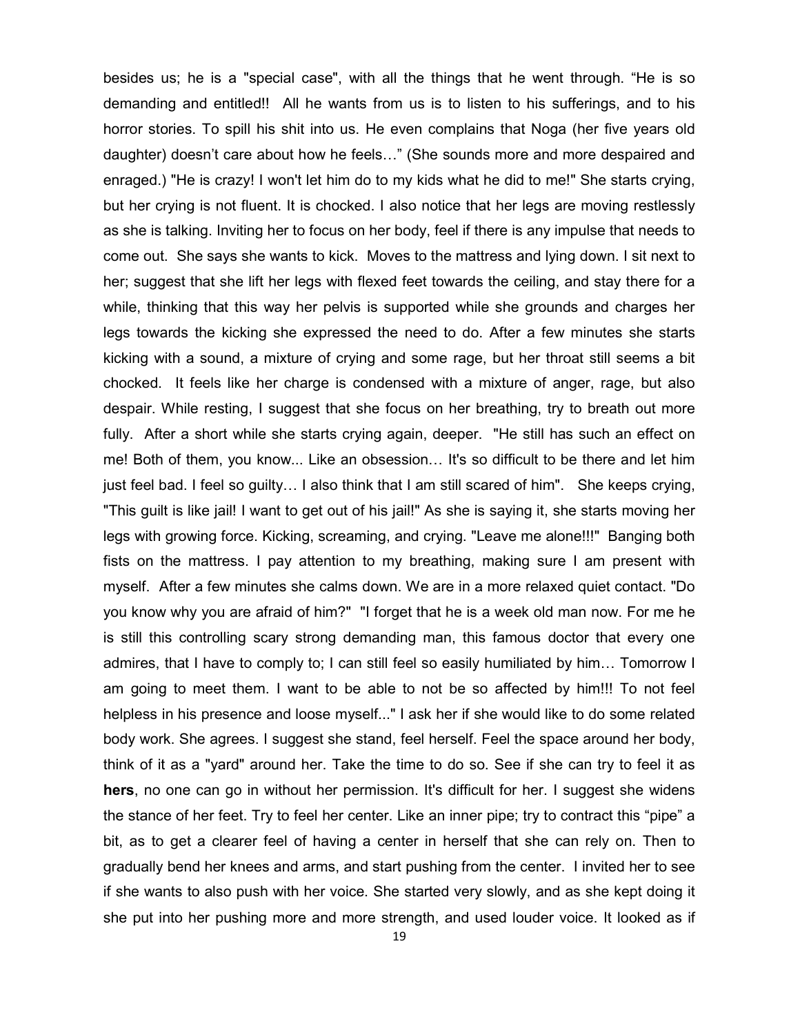besides us; he is a "special case", with all the things that he went through. “He is so demanding and entitled!! All he wants from us is to listen to his sufferings, and to his horror stories. To spill his shit into us. He even complains that Noga (her five years old daughter) doesn’t care about how he feels…” (She sounds more and more despaired and enraged.) "He is crazy! I won't let him do to my kids what he did to me!" She starts crying, but her crying is not fluent. It is chocked. I also notice that her legs are moving restlessly as she is talking. Inviting her to focus on her body, feel if there is any impulse that needs to come out. She says she wants to kick. Moves to the mattress and lying down. I sit next to her; suggest that she lift her legs with flexed feet towards the ceiling, and stay there for a while, thinking that this way her pelvis is supported while she grounds and charges her legs towards the kicking she expressed the need to do. After a few minutes she starts kicking with a sound, a mixture of crying and some rage, but her throat still seems a bit chocked. It feels like her charge is condensed with a mixture of anger, rage, but also despair. While resting, I suggest that she focus on her breathing, try to breath out more fully. After a short while she starts crying again, deeper. "He still has such an effect on me! Both of them, you know... Like an obsession… It's so difficult to be there and let him just feel bad. I feel so guilty… I also think that I am still scared of him". She keeps crying, "This guilt is like jail! I want to get out of his jail!" As she is saying it, she starts moving her legs with growing force. Kicking, screaming, and crying. "Leave me alone!!!" Banging both fists on the mattress. I pay attention to my breathing, making sure I am present with myself. After a few minutes she calms down. We are in a more relaxed quiet contact. "Do you know why you are afraid of him?" "I forget that he is a week old man now. For me he is still this controlling scary strong demanding man, this famous doctor that every one admires, that I have to comply to; I can still feel so easily humiliated by him… Tomorrow I am going to meet them. I want to be able to not be so affected by him!!! To not feel helpless in his presence and loose myself..." I ask her if she would like to do some related body work. She agrees. I suggest she stand, feel herself. Feel the space around her body, think of it as a "yard" around her. Take the time to do so. See if she can try to feel it as **hers**, no one can go in without her permission. It's difficult for her. I suggest she widens the stance of her feet. Try to feel her center. Like an inner pipe; try to contract this “pipe” a bit, as to get a clearer feel of having a center in herself that she can rely on. Then to gradually bend her knees and arms, and start pushing from the center. I invited her to see if she wants to also push with her voice. She started very slowly, and as she kept doing it she put into her pushing more and more strength, and used louder voice. It looked as if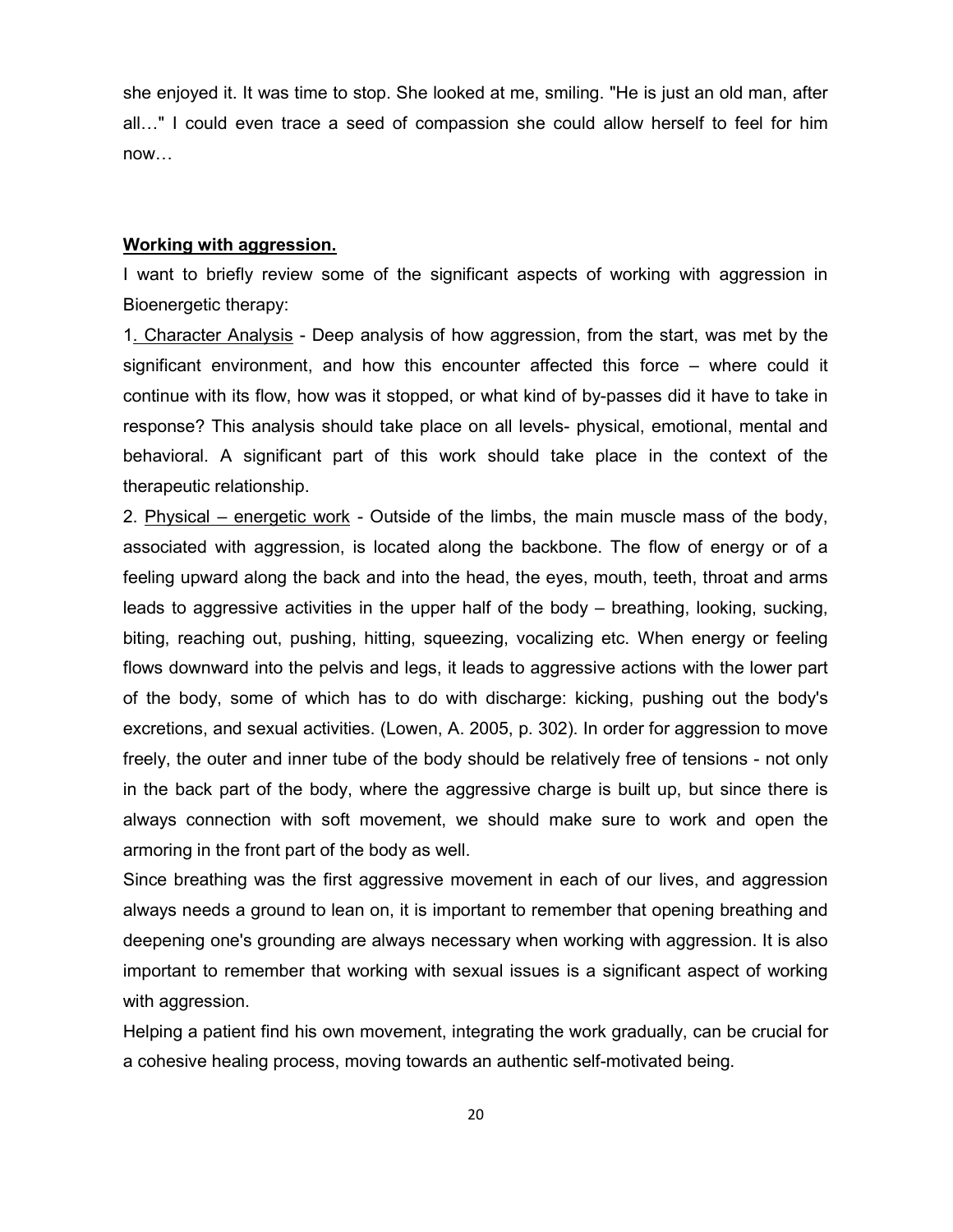she enjoyed it. It was time to stop. She looked at me, smiling. "He is just an old man, after all…" I could even trace a seed of compassion she could allow herself to feel for him now…

## **Working with aggression.**

I want to briefly review some of the significant aspects of working with aggression in Bioenergetic therapy:

1. Character Analysis - Deep analysis of how aggression, from the start, was met by the significant environment, and how this encounter affected this force – where could it continue with its flow, how was it stopped, or what kind of by-passes did it have to take in response? This analysis should take place on all levels- physical, emotional, mental and behavioral. A significant part of this work should take place in the context of the therapeutic relationship.

2. Physical – energetic work - Outside of the limbs, the main muscle mass of the body, associated with aggression, is located along the backbone. The flow of energy or of a feeling upward along the back and into the head, the eyes, mouth, teeth, throat and arms leads to aggressive activities in the upper half of the body – breathing, looking, sucking, biting, reaching out, pushing, hitting, squeezing, vocalizing etc. When energy or feeling flows downward into the pelvis and legs, it leads to aggressive actions with the lower part of the body, some of which has to do with discharge: kicking, pushing out the body's excretions, and sexual activities. (Lowen, A. 2005, p. 302). In order for aggression to move freely, the outer and inner tube of the body should be relatively free of tensions - not only in the back part of the body, where the aggressive charge is built up, but since there is always connection with soft movement, we should make sure to work and open the armoring in the front part of the body as well.

Since breathing was the first aggressive movement in each of our lives, and aggression always needs a ground to lean on, it is important to remember that opening breathing and deepening one's grounding are always necessary when working with aggression. It is also important to remember that working with sexual issues is a significant aspect of working with aggression.

Helping a patient find his own movement, integrating the work gradually, can be crucial for a cohesive healing process, moving towards an authentic self-motivated being.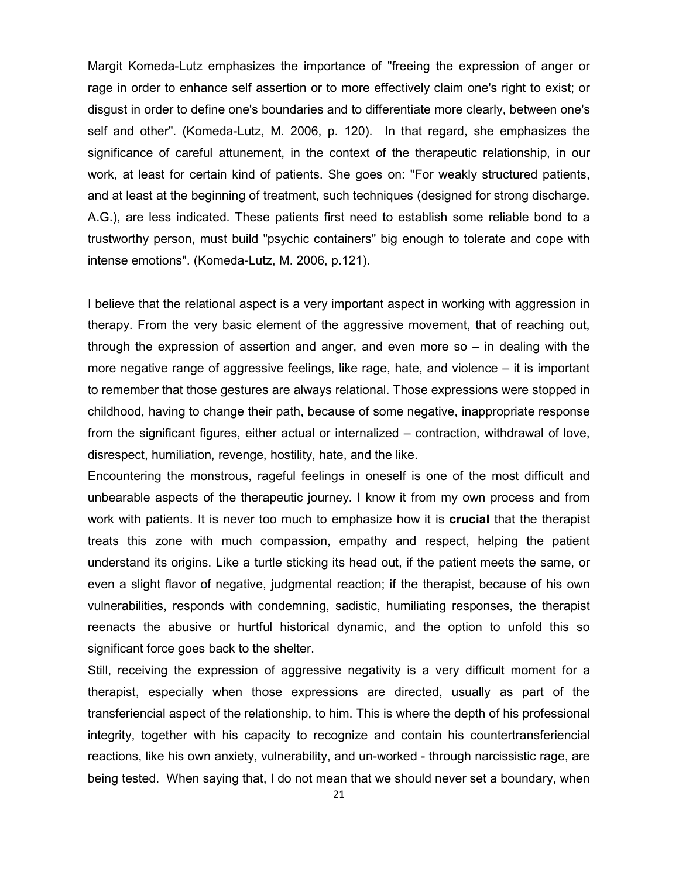Margit Komeda-Lutz emphasizes the importance of "freeing the expression of anger or rage in order to enhance self assertion or to more effectively claim one's right to exist; or disgust in order to define one's boundaries and to differentiate more clearly, between one's self and other". (Komeda-Lutz, M. 2006, p. 120). In that regard, she emphasizes the significance of careful attunement, in the context of the therapeutic relationship, in our work, at least for certain kind of patients. She goes on: "For weakly structured patients, and at least at the beginning of treatment, such techniques (designed for strong discharge. A.G.), are less indicated. These patients first need to establish some reliable bond to a trustworthy person, must build "psychic containers" big enough to tolerate and cope with intense emotions". (Komeda-Lutz, M. 2006, p.121).

I believe that the relational aspect is a very important aspect in working with aggression in therapy. From the very basic element of the aggressive movement, that of reaching out, through the expression of assertion and anger, and even more so – in dealing with the more negative range of aggressive feelings, like rage, hate, and violence – it is important to remember that those gestures are always relational. Those expressions were stopped in childhood, having to change their path, because of some negative, inappropriate response from the significant figures, either actual or internalized – contraction, withdrawal of love, disrespect, humiliation, revenge, hostility, hate, and the like.

Encountering the monstrous, rageful feelings in oneself is one of the most difficult and unbearable aspects of the therapeutic journey. I know it from my own process and from work with patients. It is never too much to emphasize how it is **crucial** that the therapist treats this zone with much compassion, empathy and respect, helping the patient understand its origins. Like a turtle sticking its head out, if the patient meets the same, or even a slight flavor of negative, judgmental reaction; if the therapist, because of his own vulnerabilities, responds with condemning, sadistic, humiliating responses, the therapist reenacts the abusive or hurtful historical dynamic, and the option to unfold this so significant force goes back to the shelter.

Still, receiving the expression of aggressive negativity is a very difficult moment for a therapist, especially when those expressions are directed, usually as part of the transferiencial aspect of the relationship, to him. This is where the depth of his professional integrity, together with his capacity to recognize and contain his countertransferiencial reactions, like his own anxiety, vulnerability, and un-worked - through narcissistic rage, are being tested. When saying that, I do not mean that we should never set a boundary, when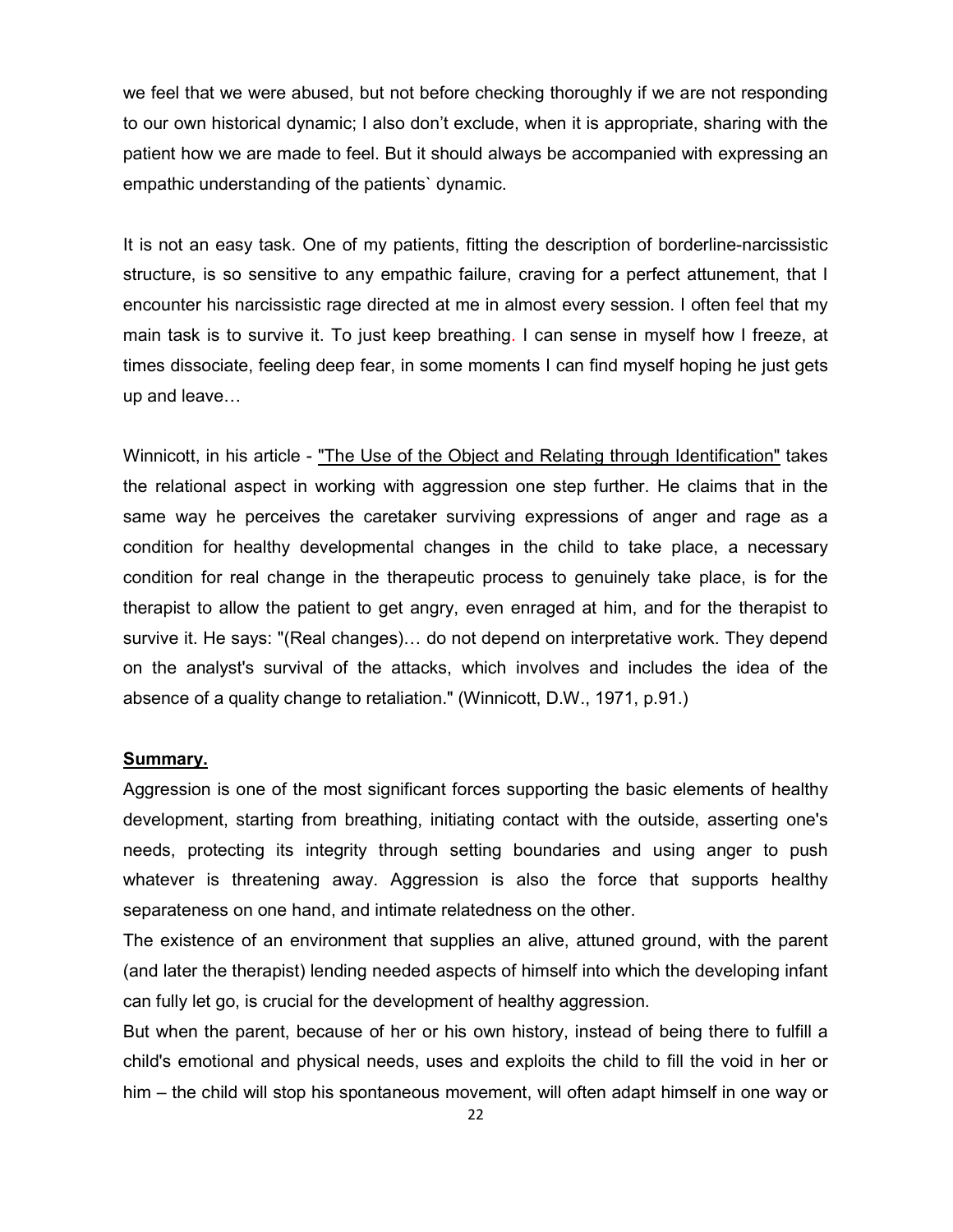we feel that we were abused, but not before checking thoroughly if we are not responding to our own historical dynamic; I also don't exclude, when it is appropriate, sharing with the patient how we are made to feel. But it should always be accompanied with expressing an empathic understanding of the patients` dynamic.

It is not an easy task. One of my patients, fitting the description of borderline-narcissistic structure, is so sensitive to any empathic failure, craving for a perfect attunement, that I encounter his narcissistic rage directed at me in almost every session. I often feel that my main task is to survive it. To just keep breathing. I can sense in myself how I freeze, at times dissociate, feeling deep fear, in some moments I can find myself hoping he just gets up and leave…

Winnicott, in his article - "The Use of the Object and Relating through Identification" takes the relational aspect in working with aggression one step further. He claims that in the same way he perceives the caretaker surviving expressions of anger and rage as a condition for healthy developmental changes in the child to take place, a necessary condition for real change in the therapeutic process to genuinely take place, is for the therapist to allow the patient to get angry, even enraged at him, and for the therapist to survive it. He says: "(Real changes)… do not depend on interpretative work. They depend on the analyst's survival of the attacks, which involves and includes the idea of the absence of a quality change to retaliation." (Winnicott, D.W., 1971, p.91.)

## Summary.

Aggression is one of the most significant forces supporting the basic elements of healthy development, starting from breathing, initiating contact with the outside, asserting one's needs, protecting its integrity through setting boundaries and using anger to push whatever is threatening away. Aggression is also the force that supports healthy separateness on one hand, and intimate relatedness on the other.

The existence of an environment that supplies an alive, attuned ground, with the parent (and later the therapist) lending needed aspects of himself into which the developing infant can fully let go, is crucial for the development of healthy aggression.

But when the parent, because of her or his own history, instead of being there to fulfill a child's emotional and physical needs, uses and exploits the child to fill the void in her or him – the child will stop his spontaneous movement, will often adapt himself in one way or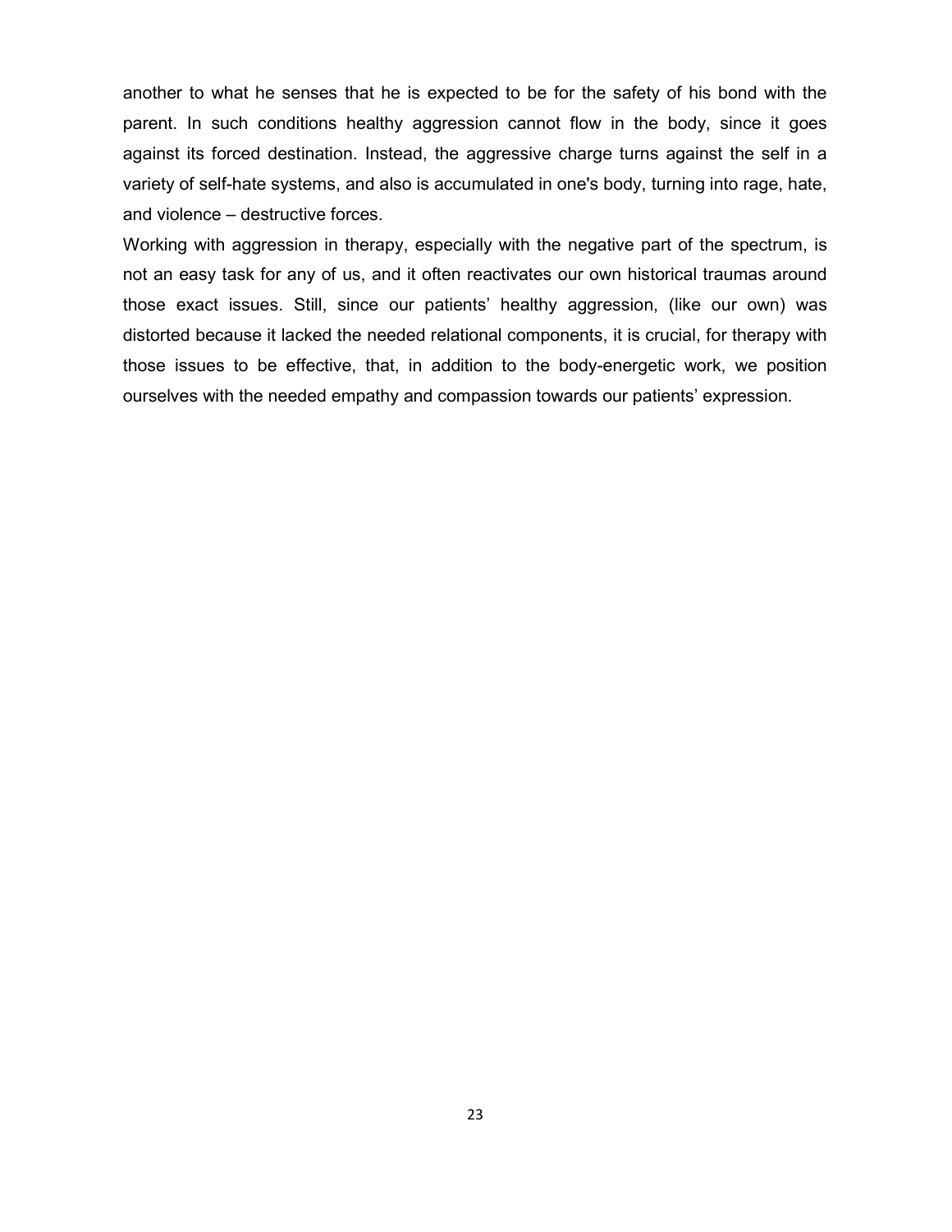another to what he senses that he is expected to be for the safety of his bond with the parent. In such conditions healthy aggression cannot flow in the body, since it goes against its forced destination. Instead, the aggressive charge turns against the self in a variety of self-hate systems, and also is accumulated in one's body, turning into rage, hate, and violence – destructive forces.

Working with aggression in therapy, especially with the negative part of the spectrum, is not an easy task for any of us, and it often reactivates our own historical traumas around those exact issues. Still, since our patients' healthy aggression, (like our own) was distorted because it lacked the needed relational components, it is crucial, for therapy with those issues to be effective, that, in addition to the body-energetic work, we position ourselves with the needed empathy and compassion towards our patients' expression.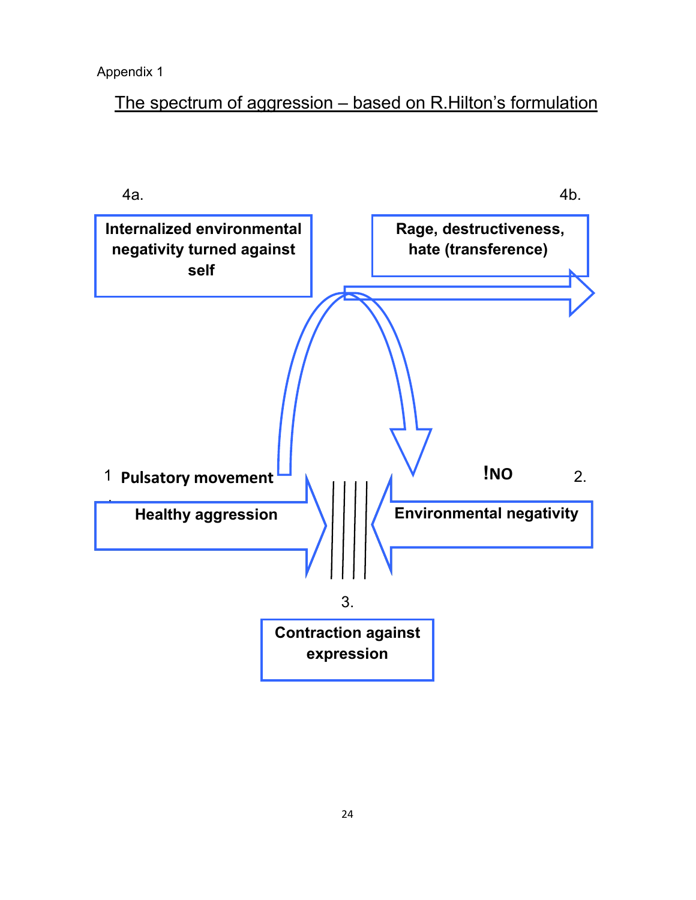Appendix 1

## The spectrum of aggression – based on R.Hilton's formulation

4a.

**Internalized environmental negativity turned against self**

4b.

**Rage, destructiveness, hate (transference)**

1 **Pulsatory movement**

**Healthy aggression**

**!NO**

2.

**Environmental negativity**

3.

**Contraction against expression**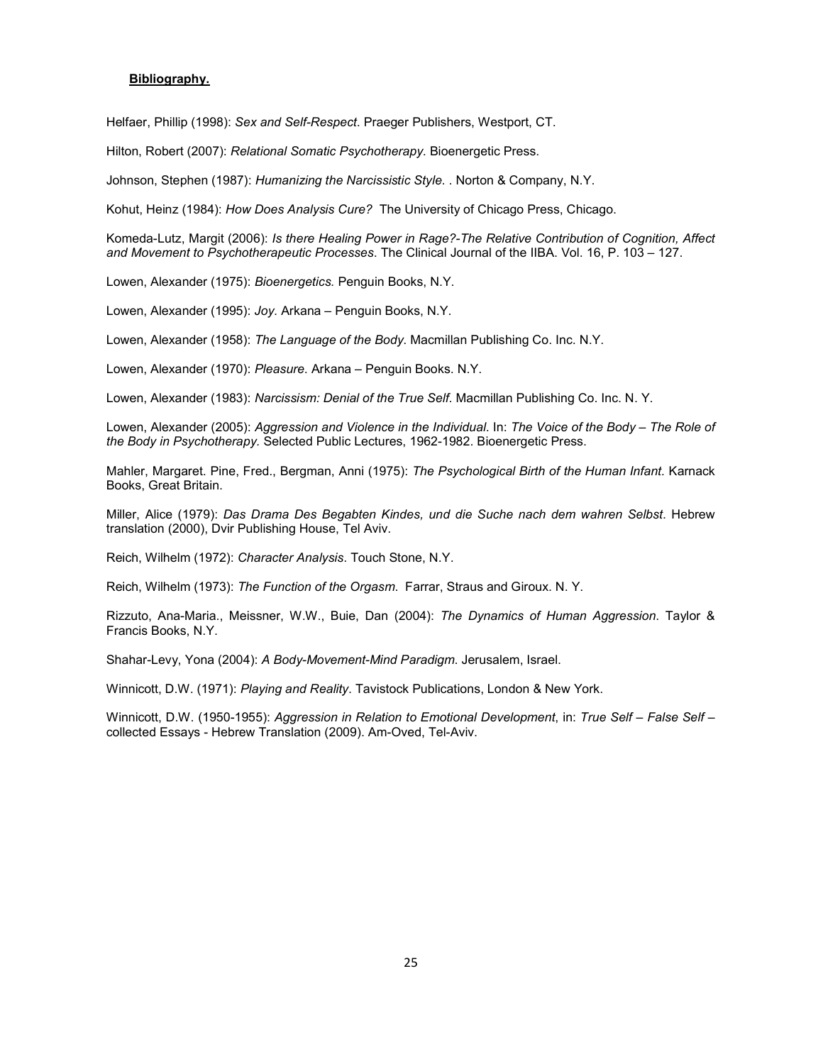**Bibliography.**

Helfaer, Phillip (1998): *Sex and Self-Respect*. Praeger Publishers, Westport, CT.

Hilton, Robert (2007): *Relational Somatic Psychotherapy.* Bioenergetic Press.

Johnson, Stephen (1987): *Humanizing the Narcissistic Style.* . Norton & Company, N.Y.

Kohut, Heinz (1984): *How Does Analysis Cure?* The University of Chicago Press, Chicago.

Komeda-Lutz, Margit (2006): *Is there Healing Power in Rage?-The Relative Contribution of Cognition, Affect and Movement to Psychotherapeutic Processes*. The Clinical Journal of the IIBA. Vol. 16, P. 103 – 127.

Lowen, Alexander (1975): *Bioenergetics.* Penguin Books, N.Y.

Lowen, Alexander (1995): *Joy*. Arkana – Penguin Books, N.Y.

Lowen, Alexander (1958): *The Language of the Body*. Macmillan Publishing Co. Inc. N.Y.

Lowen, Alexander (1970): *Pleasure*. Arkana – Penguin Books. N.Y.

Lowen, Alexander (1983): *Narcissism: Denial of the True Self*. Macmillan Publishing Co. Inc. N. Y.

Lowen, Alexander (2005): *Aggression and Violence in the Individual*. In: *The Voice of the Body – The Role of the Body in Psychotherapy.* Selected Public Lectures, 1962-1982. Bioenergetic Press.

Mahler, Margaret. Pine, Fred., Bergman, Anni (1975): *The Psychological Birth of the Human Infant.* Karnack Books, Great Britain.

Miller, Alice (1979): *Das Drama Des Begabten Kindes, und die Suche nach dem wahren Selbst*. Hebrew translation (2000), Dvir Publishing House, Tel Aviv.

Reich, Wilhelm (1972): *Character Analysis*. Touch Stone, N.Y.

Reich, Wilhelm (1973): *The Function of the Orgasm.* Farrar, Straus and Giroux. N. Y.

Rizzuto, Ana-Maria., Meissner, W.W., Buie, Dan (2004): *The Dynamics of Human Aggression*. Taylor & Francis Books, N.Y.

Shahar-Levy, Yona (2004): *A Body-Movement-Mind Paradigm*. Jerusalem, Israel.

Winnicott, D.W. (1971): *Playing and Reality*. Tavistock Publications, London & New York.

Winnicott, D.W. (1950-1955): *Aggression in Relation to Emotional Development*, in: *True Self – False Self* – collected Essays - Hebrew Translation (2009). Am-Oved, Tel-Aviv.